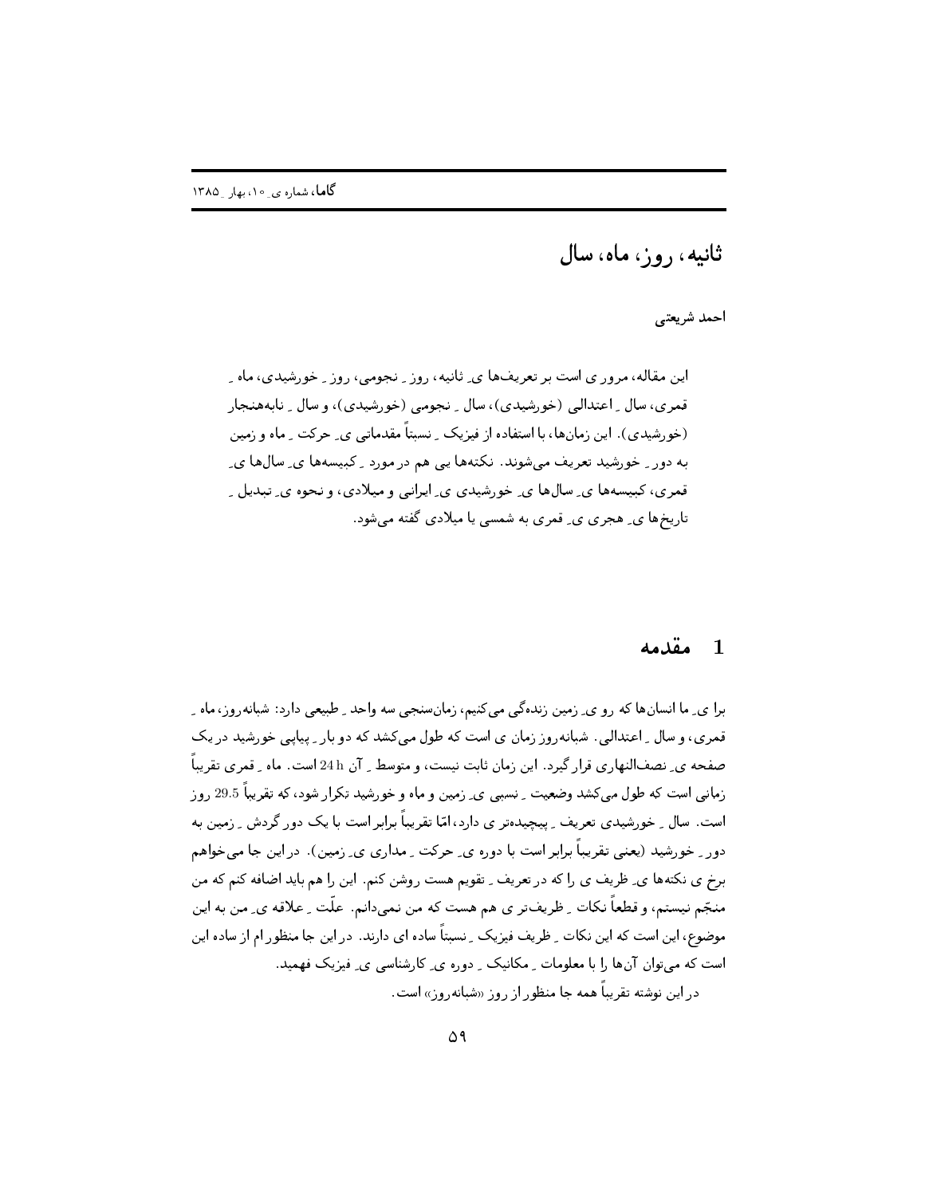# ثانیه، روز، ماه، سال

احمد شریعتی

این مقاله، مرور ی است بر تعریف‌ها ی ِ ثانیه، روز ِ نجومی، روز ِ خورشیدی، ماه ِ قمری، سال ِ اعتدالی (خورشیدی)، سال ِ نجومی (خورشیدی)، و سال ِ نابه‌هنجار (خورشیدی). این زمان‌ها، با استفاده از فیزیک ِ نسبتاً مقدماتی ی ِ حرکت ِ ماه و زمین به دور ِ خورشید تعریف می‌شوند. نکته‌ها یی هم در مورد ِ کبیسه‌ها ی ِ سال‌ها ی ِ قمری، کبیسه‌ها ی ِ سال‌ها ی ِ خورشیدی ی ِ ایرانی و میلادی، و نحوه ی ِ تبدیل ِ تاریخ‌ها ی ِ هجری ی ِ قمری به شمسی یا میلادی گفته می‌شود.

## 1 مقدمه

برا ی ِ ما انسان‌ها که رو ی ِ زمین زنده‌گی می‌کنیم، زمان‌سنجی سه واحد ِ طبیعی دارد: شبانه‌روز، ماه ِ قمری، و سال ِ اعتدالی. شبانه‌روز زمان ی است که طول می‌کشد که دو بار ِ پیاپی خورشید در یک صفحه ی ِ نصف‌النهاری قرار گیرد. این زمان ثابت نیست، و متوسط ِ آن $24\,\mathrm{h}$ است. ماه ِ قمری تقریباً زمانی است که طول می‌کشد وضعیت ِ نسبی ی ِ زمین و ماه و خورشید تکرار شود، که تقریباً $29.5$ روز است. سال ِ خورشیدی تعریف ِ پیچیده‌تر ی دارد، امّا تقریباً برابر است با یک دور گردش ِ زمین به دور ِ خورشید (یعنی تقریباً برابر است با دوره ی ِ حرکت ِ مداری ی ِ زمین). در این جا می‌خواهم برخ ی نکته‌ها ی ِ ظریف ی را که در تعریف ِ تقویم هست روشن کنم. این را هم باید اضافه کنم که من منجّم نیستم، و قطعاً نکات ِ ظریف‌تر ی هم هست که من نمی‌دانم. علّت ِ علاقه ی ِ من به این موضوع، این است که این نکات ِ ظریف فیزیک ِ نسبتاً ساده ای دارند. در این جا منظور ام از ساده این است که می‌توان آن‌ها را با معلومات ِ مکانیک ِ دوره ی ِ کارشناسی ی ِ فیزیک فهمید.

در این نوشته تقریباً همه جا منظور از روز «شبانه‌روز» است.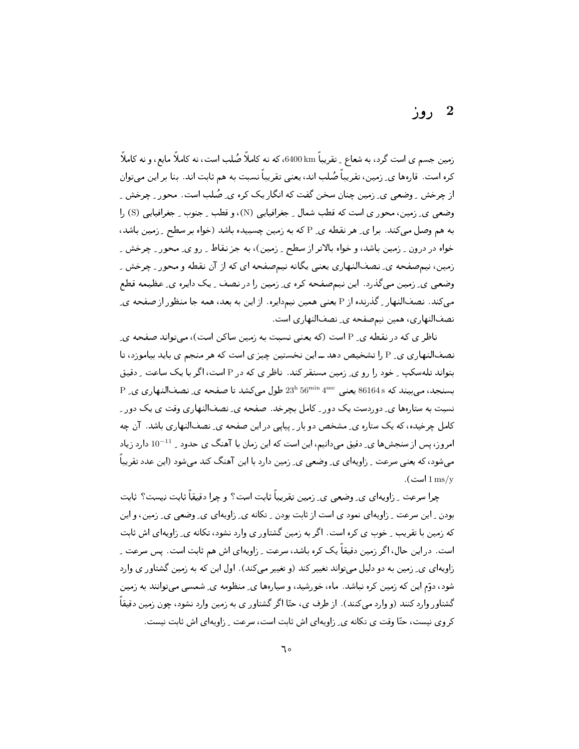# 2 روز

زمین جسم ی است گرد، به شعاع ِ تقریباً $6400\,\mathrm{km}$، که نه کاملاً صُلب است، نه کاملاً مایع، و نه کاملاً کره است. قاره‌ها ی ِ زمین، تقریباً صُلب اند، یعنی تقریباً نسبت به هم ثابت اند. بنا بر این می‌توان از چرخش ِ وضعی ی ِ زمین چنان سخن گفت که انگار یک کره ی ِ صُلب است. محور ِ چرخش ِ وضعی ی ِ زمین، محور ی است که قطب شمال ِ جغرافیایی (N)، و قطب ِ جنوب ِ جغرافیایی (S) را به هم وصل می‌کند. برا ی ِ هر نقطه ی ِ P که به زمین چسبیده باشد (خواه بر سطح ِ زمین باشد، خواه در درون ِ زمین باشد، و خواه بالاتر از سطح ِ زمین)، به جز نقاط ِ رو ی ِ محور ِ چرخش ِ زمین، نیم‌صفحه ی ِ نصف‌النهاری یعنی یگانه نیم‌صفحه ای که از آن نقطه و محور ِ چرخش ِ وضعی ی ِ زمین می‌گذرد. این نیم‌صفحه کره ی ِ زمین را در نصف ِ یک دایره ی ِ عظیمه قطع می‌کند. نصف‌النهار ِ گذرنده از P یعنی همین نیم‌دایره. از این به بعد، همه جا منظور از صفحه ی ِ نصف‌النهاری، همین نیم‌صفحه ی ِ نصف‌النهاری است.

ناظر ی که در نقطه ی ِ P است (که یعنی نسبت به زمین ساکن است)، می‌تواند صفحه ی ِ نصف‌النهاری ی ِ P را تشخیص دهد ــ این نخستین چیز ی است که هر منجم ی باید بیاموزد، تا بتواند تله‌سکپ ِ خود را رو ی ِ زمین مستقر کند. ناظر ی که در P است، اگر با یک ساعت ِ دقیق بسنجد، می‌بیند که $86164\,\mathrm{s}$ یعنی $23^{\mathrm{h}}\,56^{\mathrm{min}}\,4^{\mathrm{sec}}$ طول می‌کشد تا صفحه ی ِ نصف‌النهاری ی ِ P نسبت به ستاره‌ها ی ِ دوردست یک دور ِ کامل بچرخد. صفحه ی ِ نصف‌النهاری وقت ی یک دور ِ کامل چرخیده، که یک ستاره ی ِ مشخص دو بار ِ پیاپی در این صفحه ی ِ نصف‌النهاری باشد. آن چه امروز، پس از سنجش‌ها ی ِ دقیق می‌دانیم، این است که این زمان با آهنگ ی حدود ِ $10^{-11}$ دارد زیاد می‌شود، که یعنی سرعت ِ زاویه‌ای ی ِ وضعی ی ِ زمین دارد با این آهنگ کند می‌شود (این عدد تقریباً $1\,\mathrm{ms/y}$ است).

چرا سرعت ِ زاویه‌ای ی ِ وضعی ی ِ زمین تقریباً ثابت است؟ و چرا دقیقاً ثابت نیست؟ ثابت بودن ِ این سرعت ِ زاویه‌ای نمود ی است از ثابت بودن ِ تکانه ی ِ زاویه‌ای ی ِ وضعی ی ِ زمین، و این که زمین با تقریب ِ خوب ی کره است. اگر به زمین گشتاور ی وارد نشود، تکانه ی ِ زاویه‌ای اش ثابت است. در این حال، اگر زمین دقیقاً یک کره باشد، سرعت ِ زاویه‌ای اش هم ثابت است. پس سرعت ِ زاویه‌ای ی ِ زمین به دو دلیل می‌تواند تغییر کند (و تغییر می‌کند). اول این که به زمین گشتاور ی وارد شود، دوّم این که زمین کره نباشد. ماه، خورشید، و سیاره‌ها ی ِ منظومه ی ِ شمسی می‌توانند به زمین گشتاور وارد کنند (و وارد می‌کنند). از طرف ی، حتّا اگر گشتاور ی به زمین وارد نشود، چون زمین دقیقاً کروی نیست، حتّا وقت ی تکانه ی ِ زاویه‌ای اش ثابت است، سرعت ِ زاویه‌ای اش ثابت نیست.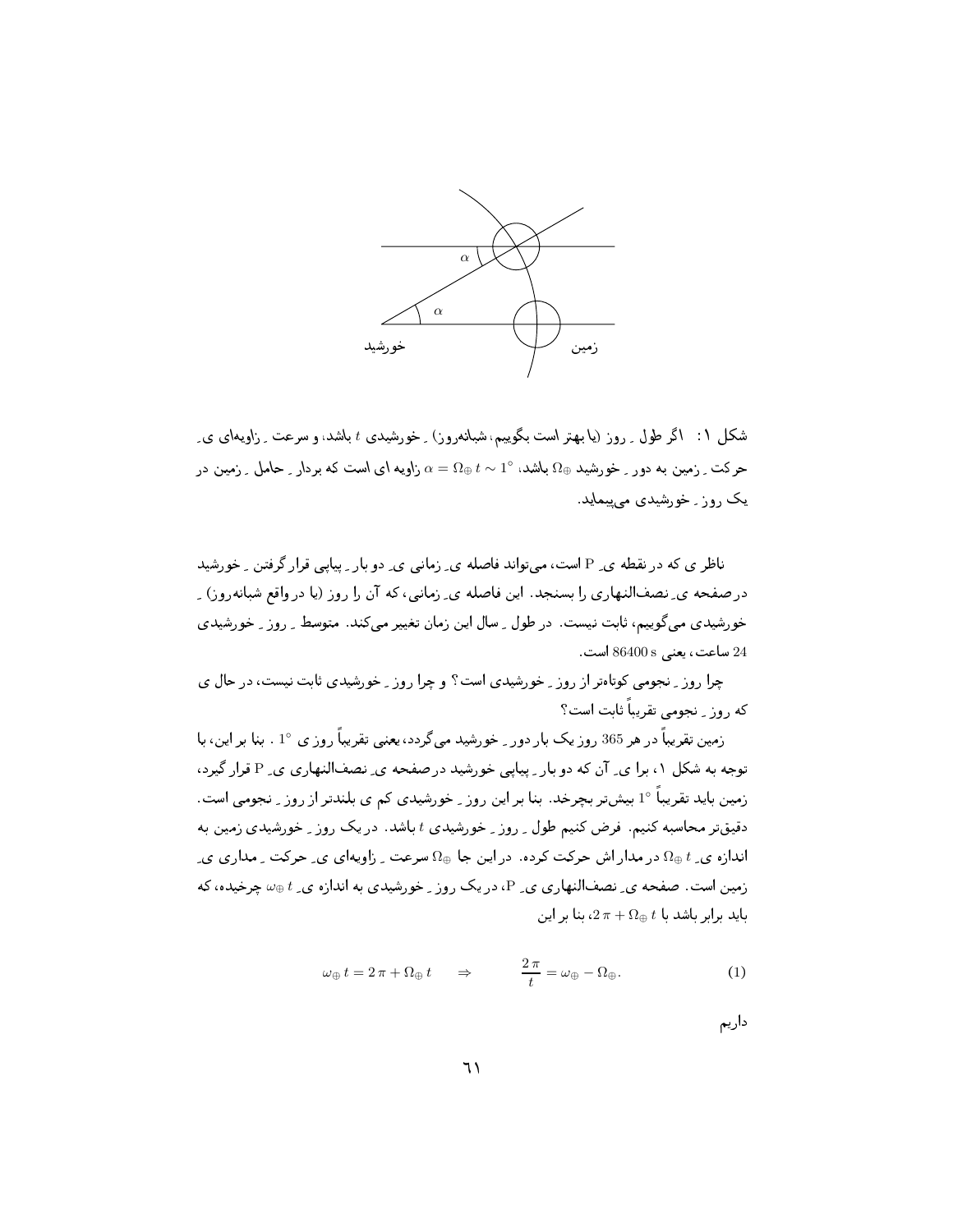شکل ۱: اگر طول ـ روز (یا بهتر است بگوییم، شبانه‌روز) ـ خورشیدی $t$ باشد، و سرعت ـ زاویه‌ای ی ـ حرکت ـ زمین به دور ـ خورشید $\Omega_\oplus$ باشد، $\alpha = \Omega_\oplus\, t \sim 1^\circ$ زاویه ای است که بردار ـ حامل ـ زمین در یک روز ـ خورشیدی می‌پیماید.

ناظر ی که در نقطه ی ـ P است، می‌تواند فاصله ی ـ زمانی ی ـ دو بار ـ پیاپی قرار گرفتن ـ خورشید در صفحه ی ـ نصف‌النهاری را بسنجد. این فاصله ی ـ زمانی، که آن را روز (یا در واقع شبانه‌روز) ـ خورشیدی می‌گوییم، ثابت نیست. در طول ـ سال این زمان تغییر می‌کند. متوسط ـ روز ـ خورشیدی 24 ساعت، یعنی 86400 s است.

چرا روز ـ نجومی کوتاه‌تر از روز ـ خورشیدی است؟ و چرا روز ـ خورشیدی ثابت نیست، در حال ی که روز ـ نجومی تقریباً ثابت است؟

زمین تقریباً در هر 365 روز یک بار دور ـ خورشید می‌گردد، یعنی تقریباً روز ی $1^\circ$. بنا بر این، با توجه به شکل ۱، برا ی ـ آن که دو بار ـ پیاپی خورشید در صفحه ی ـ نصف‌النهاری ی ـ P قرار گیرد، زمین باید تقریباً $1^\circ$ بیش‌تر بچرخد. بنا بر این روز ـ خورشیدی کم ی بلندتر از روز ـ نجومی است. دقیق‌تر محاسبه کنیم. فرض کنیم طول ـ روز ـ خورشیدی $t$ باشد. در یک روز ـ خورشیدی زمین به اندازه ی ـ $\Omega_\oplus\, t$ در مدار اش حرکت کرده. در این جا $\Omega_\oplus$ سرعت ـ زاویه‌ای ی ـ حرکت ـ مداری ی ـ زمین است. صفحه ی ـ نصف‌النهاری ی ـ P، در یک روز ـ خورشیدی به اندازه ی ـ $\omega_\oplus\, t$ چرخیده، که باید برابر باشد با $2\pi + \Omega_\oplus\, t$، بنا بر این

$$\omega_\oplus\, t = 2\pi + \Omega_\oplus\, t \qquad \Rightarrow \qquad \frac{2\pi}{t} = \omega_\oplus - \Omega_\oplus. \tag{1}$$

داریم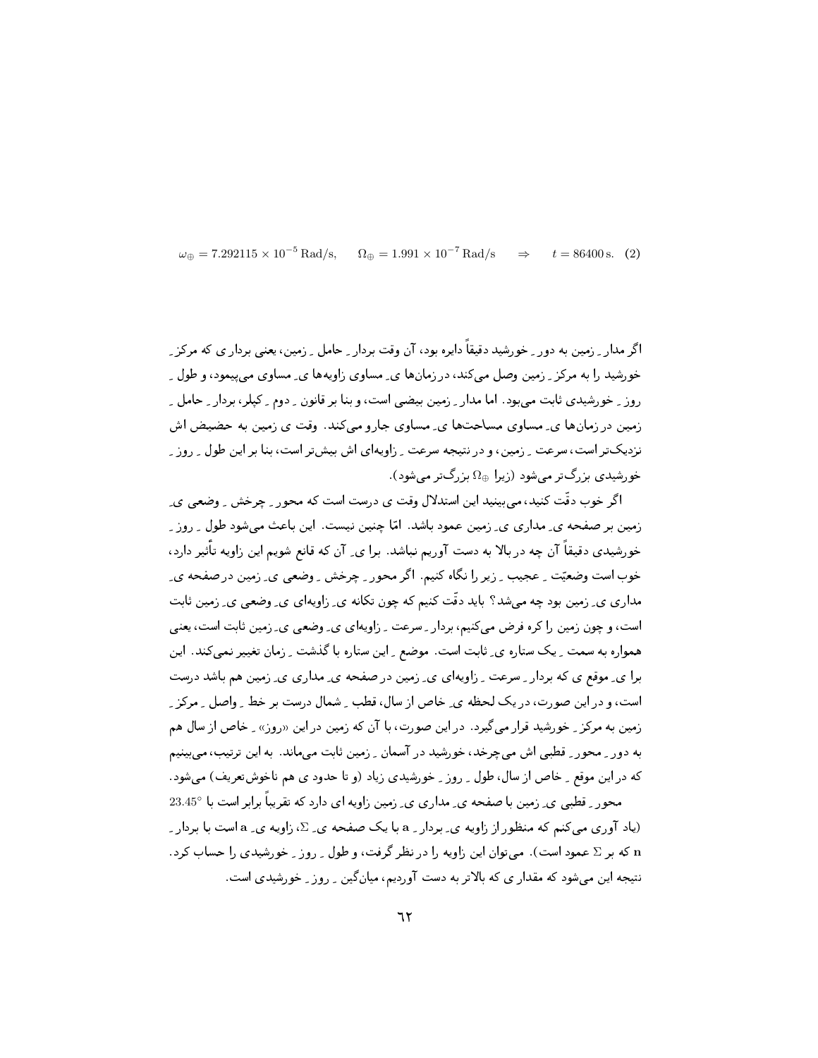$$\omega_\oplus = 7.292115 \times 10^{-5}\,\mathrm{Rad/s}, \qquad \Omega_\oplus = 1.991 \times 10^{-7}\,\mathrm{Rad/s} \qquad \Rightarrow \qquad t = 86400\,\mathrm{s}. \quad (2)$$

اگر مدار ِ زمین به دور ِ خورشید دقیقاً دایره بود، آن وقت بردار ِ حامل ِ زمین، یعنی برداری که مرکز ِ خورشید را به مرکز ِ زمین وصل می‌کند، در زمان‌ها ی ِ مساوی زاویه‌ها ی ِ مساوی می‌پیمود، و طول ِ روز ِ خورشیدی ثابت می‌بود. اما مدار ِ زمین بیضی است، و بنا بر قانون ِ دوم ِ کپلر، بردار ِ حامل ِ زمین در زمان‌ها ی ِ مساوی مساحت‌ها ی ِ مساوی جارو می‌کند. وقت ی زمین به حضیض اش نزدیک‌تر است، سرعت ِ زمین، و در نتیجه سرعت ِ زاویه‌ای اش بیش‌تر است، بنا بر این طول ِ روز ِ خورشیدی بزرگ‌تر می‌شود (زیرا $\Omega_\oplus$ بزرگ‌تر می‌شود).

اگر خوب دقّت کنید، می‌بینید این استدلال وقت ی درست است که محور ِ چرخش ِ وضعی ی ِ زمین بر صفحه ی ِ مداری ی ِ زمین عمود باشد. امّا چنین نیست. این باعث می‌شود طول ِ روز ِ خورشیدی دقیقاً آن چه در بالا به دست آوریم نباشد. برا ی ِ آن که قانع شویم این زاویه تأثیر دارد، خوب است وضعیّت ِ عجیب ِ زیر را نگاه کنیم. اگر محور ِ چرخش ِ وضعی ی ِ زمین در صفحه ی ِ مداری ی ِ زمین بود چه می‌شد؟ باید دقّت کنیم که چون تکانه ی ِ زاویه‌ای ی ِ وضعی ی ِ زمین ثابت است، و چون زمین را کره فرض می‌کنیم، بردار ِ سرعت ِ زاویه‌ای ی ِ وضعی ی ِ زمین ثابت است، یعنی همواره به سمت ِ یک ستاره ی ِ ثابت است. موضع ِ این ستاره با گذشت ِ زمان تغییر نمی‌کند. این برا ی ِ موقع ی که بردار ِ سرعت ِ زاویه‌ای ی ِ زمین در صفحه ی ِ مداری ی ِ زمین هم باشد درست است، و در این صورت، در یک لحظه ی ِ خاص از سال، قطب ِ شمال درست بر خط ِ واصل ِ مرکز ِ زمین به مرکز ِ خورشید قرار می‌گیرد. در این صورت، با آن که زمین در این «روز» ِ خاص از سال هم به دور ِ محور ِ قطبی اش می‌چرخد، خورشید در آسمان ِ زمین ثابت می‌ماند. به این ترتیب، می‌بینیم که در این موقع ِ خاص از سال، طول ِ روز ِ خورشیدی زیاد (و تا حدود ی هم ناخوش‌تعریف) می‌شود.

محور ِ قطبی ی ِ زمین با صفحه ی ِ مداری ی ِ زمین زاویه ای دارد که تقریباً برابر است با $23.45°$ (یاد آوری می‌کنم که منظور از زاویه ی ِ بردار ِ $\mathbf{a}$ با یک صفحه ی ِ $\Sigma$، زاویه ی ِ $\mathbf{a}$ است با بردار ِ $\mathbf{n}$ که بر $\Sigma$ عمود است). می‌توان این زاویه را در نظر گرفت، و طول ِ روز ِ خورشیدی را حساب کرد. نتیجه این می‌شود که مقدار ی که بالاتر به دست آوردیم، میان‌گین ِ روز ِ خورشیدی است.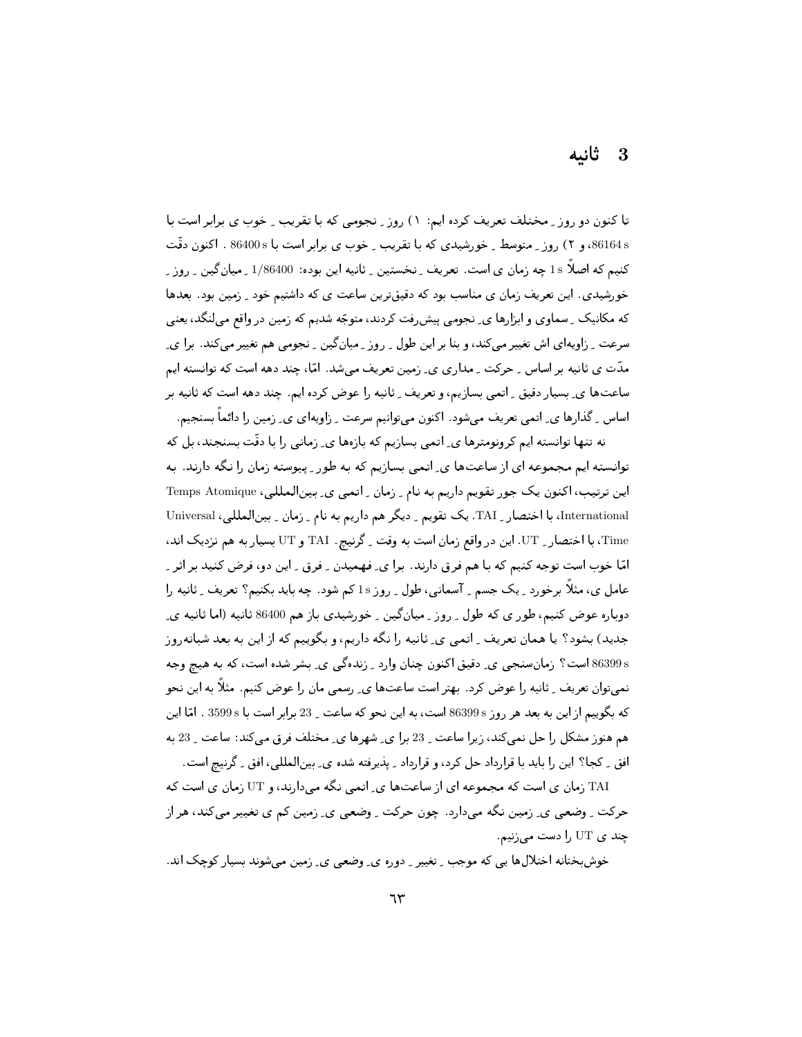## 3 ثانیه

تا کنون دو روز ِ مختلف تعریف کرده ایم: ۱) روز ِ نجومی که با تقریب ِ خوب ی برابر است با 86164 s، و ۲) روز ِ متوسط ِ خورشیدی که با تقریب ِ خوب ی برابر است با 86400 s . اکنون دقّت کنیم که اصلاً 1 s چه زمان ی است. تعریف ِ نخستین ِ ثانیه این بوده: 1/86400 ِ میان‌گین ِ روز ِ خورشیدی. این تعریف زمان ی مناسب بود که دقیق‌ترین ساعت ی که داشتیم خود ِ زمین بود. بعدها که مکانیک ِ سماوی و ابزارها ی ِ نجومی پیش‌رفت کردند، متوجّه شدیم که زمین در واقع می‌لنگد، یعنی سرعت ِ زاویه‌ای اش تغییر می‌کند، و بنا بر این طول ِ روز ِ میان‌گین ِ نجومی هم تغییر می‌کند. برا ی ِ مدّت ی ثانیه بر اساس ِ حرکت ِ مداری ی ِ زمین تعریف می‌شد. امّا، چند دهه است که توانسته ایم ساعت‌ها ی ِ بسیار دقیق ِ اتمی بسازیم، و تعریف ِ ثانیه را عوض کرده ایم. چند دهه است که ثانیه بر اساس ِ گذارها ی ِ اتمی تعریف می‌شود. اکنون می‌توانیم سرعت ِ زاویه‌ای ی ِ زمین را دائماً بسنجیم.

نه تنها توانسته ایم کرونومترها ی ِ اتمی بسازیم که بازه‌ها ی ِ زمانی را با دقّت بسنجند، بل که توانسته ایم مجموعه ای از ساعت‌ها ی ِ اتمی بسازیم که به طور ِ پیوسته زمان را نگه دارند. به این ترتیب، اکنون یک جور تقویم داریم به نام ِ زمان ِ اتمی ی ِ بین‌المللی، Temps Atomique International، با اختصار ِ TAI. یک تقویم ِ دیگر هم داریم به نام ِ زمان ِ بین‌المللی، Universal Time، با اختصار ِ UT. این در واقع زمان است به وقت ِ گرینیچ. TAI و UT بسیار به هم نزدیک اند، امّا خوب است توجه کنیم که با هم فرق دارند. برا ی ِ فهمیدن ِ فرق ِ این دو، فرض کنید بر اثر ِ عامل ی، مثلاً برخورد ِ یک جسم ِ آسمانی، طول ِ روز 1 s کم شود. چه باید بکنیم؟ تعریف ِ ثانیه را دوباره عوض کنیم، طور ی که طول ِ روز ِ میان‌گین ِ خورشیدی باز هم 86400 ثانیه (اما ثانیه ی ِ جدید) بشود؟ یا همان تعریف ِ اتمی ی ِ ثانیه را نگه داریم، و بگوییم که از این به بعد شبانه‌روز 86399 s است؟ زمان‌سنجی ی ِ دقیق اکنون چنان وارد ِ زنده‌گی ی ِ بشر شده است، که به هیچ وجه نمی‌توان تعریف ِ ثانیه را عوض کرد. بهتر است ساعت‌ها ی ِ رسمی مان را عوض کنیم. مثلاً به این نحو که بگوییم از این به بعد هر روز 86399 s است، به این نحو که ساعت ِ 23 برابر است با 3599 s . امّا این هم هنوز مشکل را حل نمی‌کند، زیرا ساعت ِ 23 برا ی ِ شهرها ی ِ مختلف فرق می‌کند: ساعت ِ 23 به افق ِ کجا؟ این را باید با قرارداد حل کرد، و قرارداد ِ پذیرفته شده ی ِ بین‌المللی، افق ِ گرینیچ است.

TAI زمان ی است که مجموعه ای از ساعت‌ها ی ِ اتمی نگه می‌دارند، و UT زمان ی است که حرکت ِ وضعی ی ِ زمین نگه می‌دارد. چون حرکت ِ وضعی ی ِ زمین کم ی تغییر می‌کند، هر از چند ی UT را دست می‌زنیم.

خوش‌بختانه اختلال‌ها یی که موجب ِ تغییر ِ دوره ی ِ وضعی ی ِ زمین می‌شوند بسیار کوچک اند.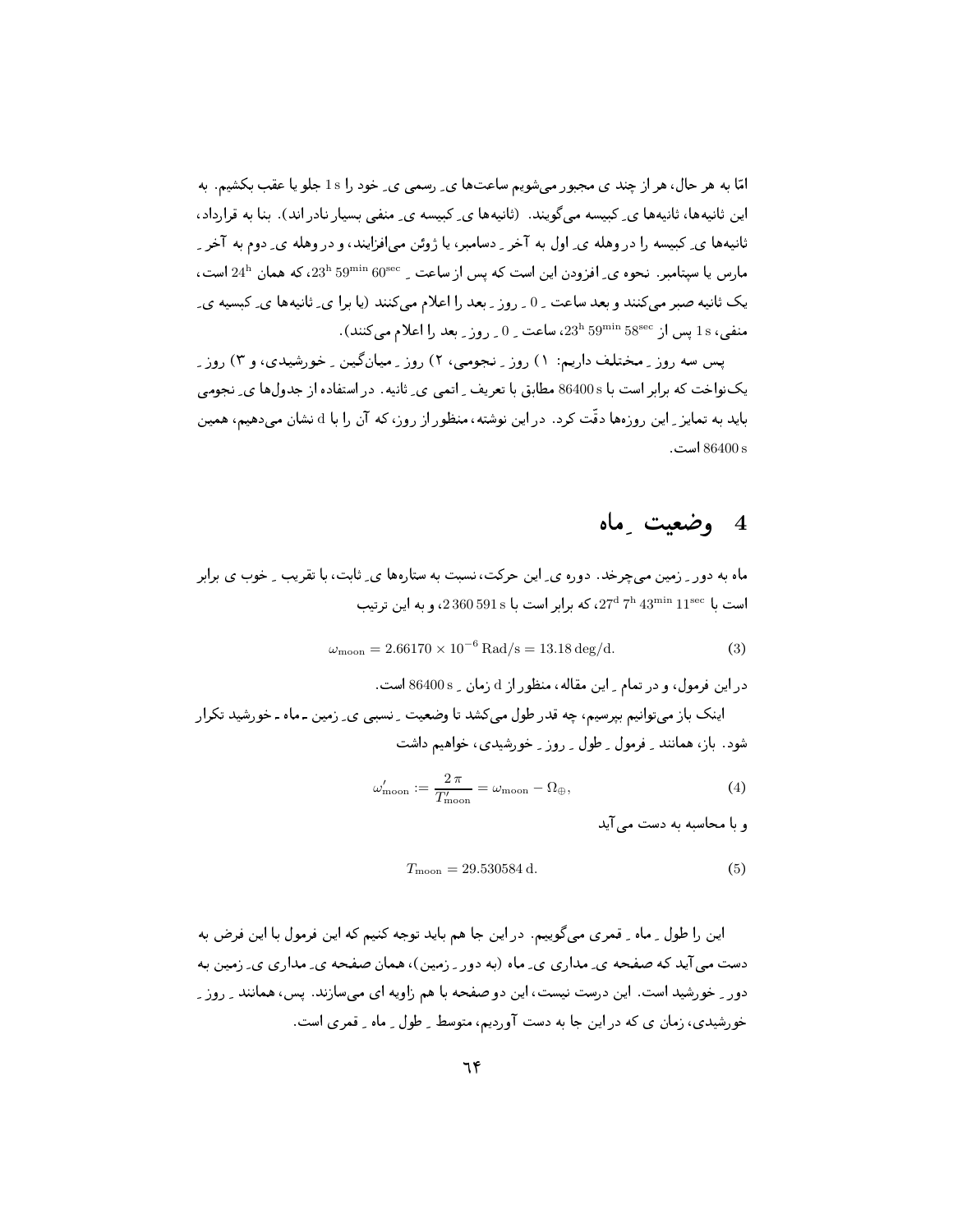امّا به هر حال، هر از چند ی مجبور می‌شویم ساعت‌ها یِ رسمی یِ خود را $1\,\mathrm{s}$ جلو یا عقب بکشیم. به این ثانیه‌ها، ثانیه‌ها یِ کبیسه می‌گویند. (ثانیه‌ها یِ کبیسه یِ منفی بسیار نادر اند). بنا به قرارداد، ثانیه‌ها یِ کبیسه را در وهله یِ اول به آخرِ دسامبر، یا ژوئن می‌افزایند، و در وهله یِ دوم به آخرِ مارس یا سپتامبر. نحوه یِ افزودن این است که پس از ساعتِ $23^{\mathrm{h}}\,59^{\mathrm{min}}\,60^{\mathrm{sec}}$، که همان $24^{\mathrm{h}}$ است، یک ثانیه صبر می‌کنند و بعد ساعتِ 0 ـِ روزِ بعد را اعلام می‌کنند (یا برا یِ ثانیه‌ها یِ کبیسه یِ منفی، $1\,\mathrm{s}$ پس از $23^{\mathrm{h}}\,59^{\mathrm{min}}\,58^{\mathrm{sec}}$، ساعتِ 0 ـِ روزِ بعد را اعلام می‌کنند).

پس سه روزِ مختلف داریم: ۱) روزِ نجومی، ۲) روزِ میانگینِ خورشیدی، و ۳) روزِ یک‌نواخت که برابر است با $86400\,\mathrm{s}$ مطابق با تعریفِ اتمی یِ ثانیه. در استفاده از جدول‌ها یِ نجومی باید به تمایزِ این روزها دقّت کرد. در این نوشته، منظور از روز، که آن را با $\mathrm{d}$ نشان می‌دهیم، همین $86400\,\mathrm{s}$ است.

## 4 وضعیتِ ماه

ماه به دورِ زمین می‌چرخد. دوره یِ این حرکت، نسبت به ستاره‌ها یِ ثابت، با تقریبِ خوب ی برابر است با $27^{\mathrm{d}}\,7^{\mathrm{h}}\,43^{\mathrm{min}}\,11^{\mathrm{sec}}$، که برابر است با $2\,360\,591\,\mathrm{s}$، و به این ترتیب

$$\omega_{\mathrm{moon}} = 2.66170 \times 10^{-6}\,\mathrm{Rad/s} = 13.18\,\mathrm{deg/d}. \tag{3}$$

در این فرمول، و در تمامِ این مقاله، منظور از $\mathrm{d}$ زمانِ $86400\,\mathrm{s}$ است.

اینک باز می‌توانیم بپرسیم، چه قدر طول می‌کشد تا وضعیتِ نسبی یِ زمین ـ ماه ـ خورشید تکرار شود. باز، همانندِ فرمولِ طولِ روزِ خورشیدی، خواهیم داشت

$$\omega'_{\mathrm{moon}} := \frac{2\,\pi}{T'_{\mathrm{moon}}} = \omega_{\mathrm{moon}} - \Omega_{\oplus}, \tag{4}$$

و با محاسبه به دست می‌آید

$$T_{\mathrm{moon}} = 29.530584\,\mathrm{d}. \tag{5}$$

این را طولِ ماهِ قمری می‌گوییم. در این جا هم باید توجه کنیم که این فرمول با این فرض به دست می‌آید که صفحه یِ مداری یِ ماه (به دورِ زمین)، همان صفحه یِ مداری یِ زمین به دورِ خورشید است. این درست نیست، این دو صفحه با هم زاویه ای می‌سازند. پس، همانندِ روزِ خورشیدی، زمان ی که در این جا به دست آوردیم، متوسطِ طولِ ماهِ قمری است.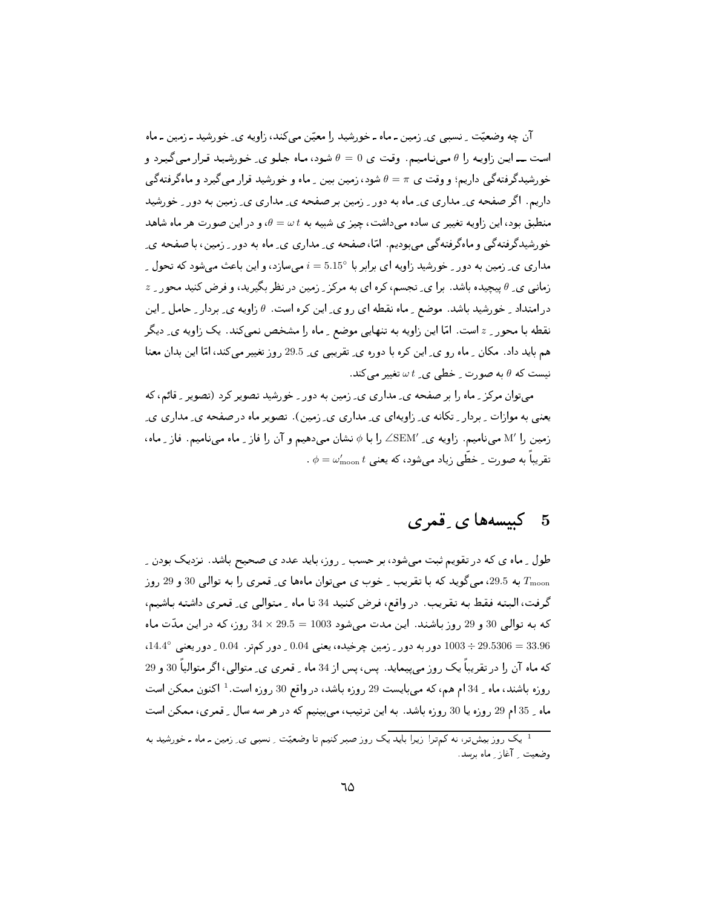آن چه وضعیّت ِ نسبی ی ِ زمین ـ ماه ـ خورشید را معیّن می‌کند، زاویه ی ِ خورشید ـ زمین ـ ماه است ـــ این زاویه را $\theta$ می‌نامیم. وقت ی $\theta = 0$ شود، ماه جلو ی ِ خورشید قرار می‌گیرد و خورشیدگرفته‌گی داریم؛ و وقت ی $\theta = \pi$ شود، زمین بین ِ ماه و خورشید قرار می‌گیرد و ماه‌گرفته‌گی داریم. اگر صفحه ی ِ مداری ی ِ ماه به دور ِ زمین بر صفحه ی ِ مداری ی ِ زمین به دور ِ خورشید منطبق بود، این زاویه تغییر ی ساده می‌داشت، چیز ی شبیه به $\theta = \omega\, t$، و در این صورت هر ماه شاهد خورشیدگرفته‌گی و ماه‌گرفته‌گی می‌بودیم. امّا، صفحه ی ِ مداری ی ِ ماه به دور ِ زمین، با صفحه ی ِ مداری ی ِ زمین به دور ِ خورشید زاویه ای برابر با $i = 5.15^\circ$ می‌سازد، و این باعث می‌شود که تحول ِ زمانی ی ِ $\theta$ پیچیده باشد. برا ی ِ تجسم، کره ای به مرکز ِ زمین در نظر بگیرید، و فرض کنید محور ِ $z$ در امتداد ِ خورشید باشد. موضع ِ ماه نقطه ای رو ی ِ این کره است. $\theta$ زاویه ی ِ بردار ِ حامل ِ این نقطه با محور ِ $z$ است. امّا این زاویه به تنهایی موضع ِ ماه را مشخص نمی‌کند. یک زاویه ی ِ دیگر هم باید داد. مکان ِ ماه رو ی ِ این کره با دوره ی ِ تقریبی ی ِ $29.5$ روز تغییر می‌کند، امّا این بدان معنا نیست که $\theta$ به صورت ِ خطی ی ِ $\omega\, t$ تغییر می‌کند.

می‌توان مرکز ِ ماه را بر صفحه ی ِ مداری ی ِ زمین به دور ِ خورشید تصویر کرد (تصویر ِ قائم، که یعنی به موازات ِ بردار ِ تکانه ی ِ زاویه‌ای ی ِ مداری ی ِ زمین). تصویر ماه در صفحه ی ِ مداری ی ِ زمین را $\mathrm{M}'$ می‌نامیم. زاویه ی ِ $\angle \mathrm{SEM}'$ را با $\phi$ نشان می‌دهیم و آن را فاز ِ ماه می‌نامیم. فاز ِ ماه، تقریباً به صورت ِ خطّی زیاد می‌شود، که یعنی $\phi = \omega'_{\mathrm{moon}}\, t$ .

## 5 کبیسه‌ها ی ِ قمری

طول ِ ماه ی که در تقویم ثبت می‌شود، بر حسب ِ روز، باید عدد ی صحیح باشد. نزدیک بودن ِ $T_{\mathrm{moon}}$ به $29.5$، می‌گوید که با تقریب ِ خوب ی می‌توان ماه‌ها ی ِ قمری را به توالی $30$ و $29$ روز گرفت، البته فقط به تقریب. در واقع، فرض کنید $34$ تا ماه ِ متوالی ی ِ قمری داشته باشیم، که به توالی $30$ و $29$ روز باشند. این مدت می‌شود $34 \times 29.5 = 1003$ روز، که در این مدّت ماه $1003 \div 29.5306 = 33.96$ دور به دور ِ زمین چرخیده، یعنی $0.04$ ِ دور کم‌تر. $0.04$ ِ دور یعنی $14.4^\circ$، که ماه آن را در تقریباً یک روز می‌پیماید. پس، پس از $34$ ماه ِ قمری ی ِ متوالی، اگر متوالیاً $30$ و $29$ روزه باشند، ماه ِ $34$ ام هم، که می‌بایست $29$ روزه باشد، در واقع $30$ روزه است.[1] اکنون ممکن است ماه ِ $35$ ام $29$ روزه یا $30$ روزه باشد. به این ترتیب، می‌بینیم که در هر سه سال ِ قمری، ممکن است

[1] یک روز بیش‌تر، نه کم‌تر! زیرا باید یک روز صبر کنیم تا وضعیّت ِ نسبی ی ِ زمین ـ ماه ـ خورشید به وضعیت ِ آغاز ِ ماه برسد.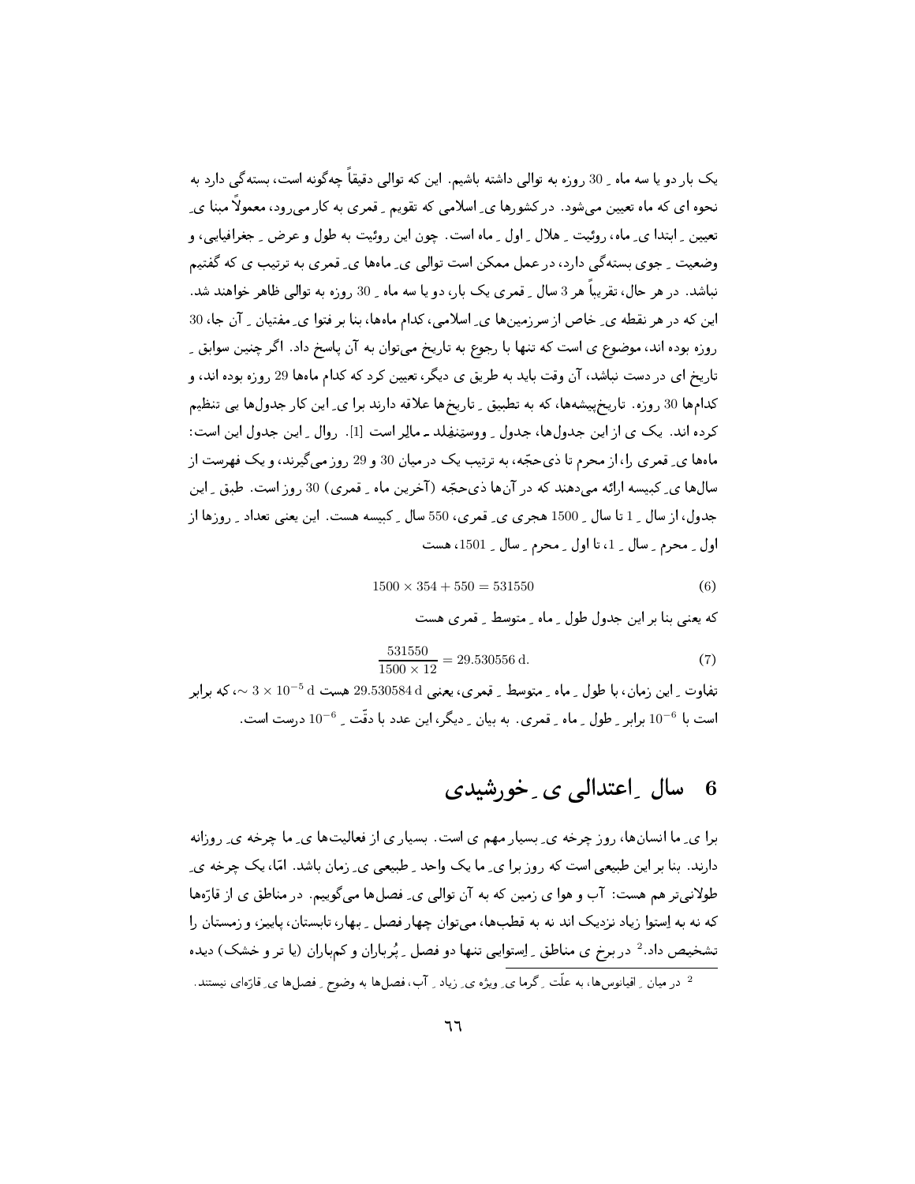یک بار دو یا سه ماه ِ 30 روزه به توالی داشته باشیم. این که توالی دقیقاً چه‌گونه است، بسته‌گی دارد به نحوه ای که ماه تعیین می‌شود. در کشورها ی ِ اسلامی که تقویم ِ قمری به کار می‌رود، معمولاً مبنا ی ِ تعیین ِ ابتدا ی ِ ماه، روئیت ِ هلال ِ اول ِ ماه است. چون این روئیت به طول و عرض ِ جغرافیایی، و وضعیت ِ جوی بسته‌گی دارد، در عمل ممکن است توالی ی ِ ماه‌ها ی ِ قمری به ترتیب ی که گفتیم نباشد. در هر حال، تقریباً هر 3 سال ِ قمری یک بار، دو یا سه ماه ِ 30 روزه به توالی ظاهر خواهند شد. این که در هر نقطه ی ِ خاص از سرزمین‌ها ی ِ اسلامی، کدام ماه‌ها، بنا بر فتوا ی ِ مفتیان ِ آن جا، 30 روزه بوده اند، موضوع ی است که تنها با رجوع به تاریخ می‌توان به آن پاسخ داد. اگر چنین سوابق ِ تاریخ ای در دست نباشد، آن وقت باید به طریق ی دیگر، تعیین کرد که کدام ماه‌ها 29 روزه بوده اند، و کدام‌ها 30 روزه. تاریخ‌پیشه‌ها، که به تطبیق ِ تاریخ‌ها علاقه دارند برا ی ِ این کار جدول‌ها یی تنظیم کرده اند. یک ی از این جدول‌ها، جدول ِ ووستنفلد ـ مالِر است [1]. روال ِ این جدول این است: ماه‌ها ی ِ قمری را، از محرم تا ذی‌حجّه، به ترتیب یک در میان 30 و 29 روز می‌گیرند، و یک فهرست از سال‌ها ی ِ کبیسه ارائه می‌دهند که در آن‌ها ذی‌حجّه (آخرین ماه ِ قمری) 30 روز است. طبق ِ این جدول، از سال ِ 1 تا سال ِ 1500 هجری ی ِ قمری، 550 سال ِ کبیسه هست. این یعنی تعداد ِ روزها از اول ِ محرم ِ سال ِ 1، تا اول ِ محرم ِ سال ِ 1501، هست

$$1500 \times 354 + 550 = 531550 \tag{6}$$

که یعنی بنا بر این جدول طول ِ ماه ِ متوسط ِ قمری هست

$$\frac{531550}{1500 \times 12} = 29.530556 \text{ d}. \tag{7}$$

تفاوت ِ این زمان، با طول ِ ماه ِ متوسط ِ قمری، یعنی $29.530584 \text{ d}$ هست $\sim 3 \times 10^{-5} \text{ d}$، که برابر است با $10^{-6}$ برابر ِ طول ِ ماه ِ قمری. به بیان ِ دیگر، این عدد با دقّت ِ $10^{-6}$ درست است.

## 6 سال ِ اعتدالی ی ِ خورشیدی

برا ی ِ ما انسان‌ها، روز چرخه ی ِ بسیار مهم ی است. بسیار ی از فعالیت‌ها ی ِ ما چرخه ی ِ روزانه دارند. بنا بر این طبیعی است که روز برا ی ِ ما یک واحد ِ طبیعی ی ِ زمان باشد. امّا، یک چرخه ی ِ طولانی‌تر هم هست: آب و هوا ی زمین که به آن توالی ی ِ فصل‌ها می‌گوییم. در مناطق ی از قارّه‌ها که نه به اِستوا زیاد نزدیک اند نه به قطب‌ها، می‌توان چهار فصل ِ بهار، تابستان، پاییز، و زمستان را تشخیص داد.[2] در برخ ی مناطق ِ اِستوایی تنها دو فصل ِ پُرباران و کم‌باران (یا تر و خشک) دیده

[2] در میان ِ اقیانوس‌ها، به علّت ِ گرما ی ِ ویژه ی ِ زیاد ِ آب، فصل‌ها به وضوح ِ فصل‌ها ی ِ قارّه‌ای نیستند.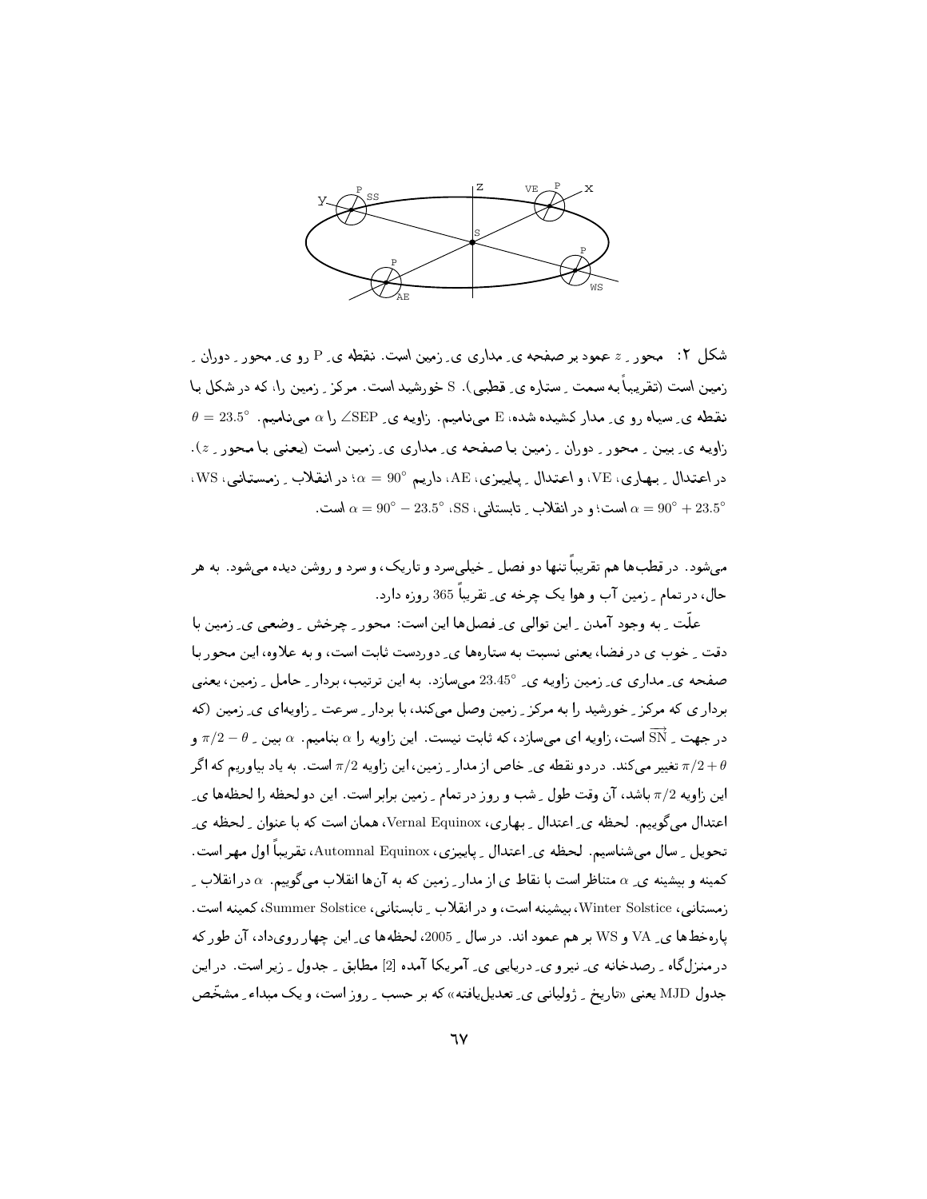شکل ۲: محور ـ $z$ عمود بر صفحه ی ـ مداری ی ـ زمین است. نقطه ی ـ P رو ی ـ محور ـ دوران ـ زمین است (تقریباً به سمت ـ ستاره ی ـ قطبی). S خورشید است. مرکز ـ زمین را، که در شکل با نقطه ی ـ سیاه رو ی ـ مدار کشیده شده، E می‌نامیم. زاویه ی ـ $\angle$SEP را $\alpha$ می‌نامیم. $\theta = 23.5^\circ$ زاویه ی ـ بین ـ محور ـ دوران ـ زمین با صفحه ی ـ مداری ی ـ زمین است (یعنی با محور ـ $z$). در اعتدال ـ بهاری، VE، و اعتدال ـ پاییزی، AE، داریم $\alpha = 90^\circ$؛ در انقلاب ـ زمستانی، WS، $\alpha = 90^\circ + 23.5^\circ$ است؛ و در انقلاب ـ تابستانی، SS، $\alpha = 90^\circ - 23.5^\circ$ است.

می‌شود. در قطب‌ها هم تقریباً تنها دو فصل ـ خیلی‌سرد و تاریک، و سرد و روشن دیده می‌شود. به هر حال، در تمام ـ زمین آب و هوا یک چرخه ی ـ تقریباً 365 روزه دارد.

علّت ـ به وجود آمدن ـ این توالی ی ـ فصل‌ها این است: محور ـ چرخش ـ وضعی ی ـ زمین با دقت ـ خوب ی در فضا، یعنی نسبت به ستاره‌ها ی ـ دوردست ثابت است، و به علاوه، این محور با صفحه ی ـ مداری ی ـ زمین زاویه ی ـ $23.45^\circ$ می‌سازد. به این ترتیب، بردار ـ حامل ـ زمین، یعنی برداری که مرکز ـ خورشید را به مرکز ـ زمین وصل می‌کند، با بردار ـ سرعت ـ زاویه‌ای ی ـ زمین (که در جهت ـ $\overrightarrow{\mathrm{SN}}$ است)، زاویه ای می‌سازد، که ثابت نیست. این زاویه را $\alpha$ بنامیم. $\alpha$ بین ـ $\pi/2 - \theta$ و $\pi/2 + \theta$ تغییر می‌کند. در دو نقطه ی ـ خاص از مدار ـ زمین، این زاویه $\pi/2$ است. به یاد بیاوریم که اگر این زاویه $\pi/2$ باشد، آن وقت طول ـ شب و روز در تمام ـ زمین برابر است. این دو لحظه را لحظه‌ها ی ـ اعتدال می‌گوییم. لحظه ی ـ اعتدال ـ بهاری، Vernal Equinox، همان است که با عنوان ـ لحظه ی ـ تحویل ـ سال می‌شناسیم. لحظه ی ـ اعتدال ـ پاییزی، Automnal Equinox، تقریباً اول مهر است. کمینه و بیشینه ی ـ $\alpha$ متناظر است با نقاط ی از مدار ـ زمین که به آن‌ها انقلاب می‌گوییم. $\alpha$ در انقلاب ـ زمستانی، Winter Solstice، بیشینه است، و در انقلاب ـ تابستانی، Summer Solstice، کمینه است. پاره‌خط‌ها ی ـ VA و WS بر هم عمود اند. در سال ـ 2005، لحظه‌ها ی ـ این چهار رویداد، آن طور که در منزل‌گاه ـ رصدخانه ی ـ نیرو ی ـ دریایی ی ـ آمریکا آمده [2] مطابق ـ جدول ـ زیر است. در این جدول MJD یعنی «تاریخ ـ ژولیانی ی ـ تعدیل‌یافته» که بر حسب ـ روز است، و یک مبداء ـ مشخّص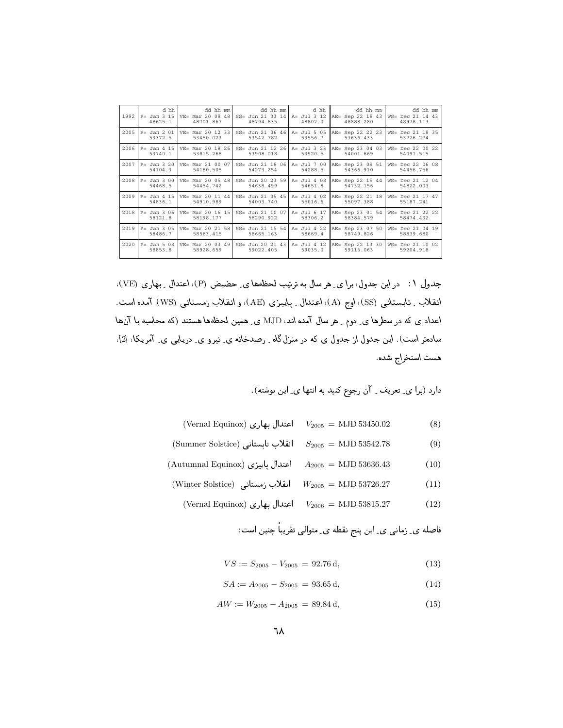| | d hh | dd hh mm | dd hh mm | d hh | dd hh mm | dd hh mm |
|---|---|---|---|---|---|---|
| 1992 | P= Jan 3 15<br>48625.1 | VE= Mar 20 08 48<br>48701.867 | SS= Jun 21 03 14<br>48794.635 | A= Jul 3 12<br>48807.0 | AE= Sep 22 18 43<br>48888.280 | WS= Dec 21 14 43<br>48978.113 |
| 2005 | P= Jan 2 01<br>53372.5 | VE= Mar 20 12 33<br>53450.023 | SS= Jun 21 06 46<br>53542.782 | A= Jul 5 05<br>53556.7 | AE= Sep 22 22 23<br>53636.433 | WS= Dec 21 18 35<br>53726.274 |
| 2006 | P= Jan 4 15<br>53740.1 | VE= Mar 20 18 26<br>53815.268 | SS= Jun 21 12 26<br>53908.018 | A= Jul 3 23<br>53920.5 | AE= Sep 23 04 03<br>54001.669 | WS= Dec 22 00 22<br>54091.515 |
| 2007 | P= Jan 3 20<br>54104.3 | VE= Mar 21 00 07<br>54180.505 | SS= Jun 21 18 06<br>54273.254 | A= Jul 7 00<br>54288.5 | AE= Sep 23 09 51<br>54366.910 | WS= Dec 22 06 08<br>54456.756 |
| 2008 | P= Jan 3 00<br>54468.5 | VE= Mar 20 05 48<br>54454.742 | SS= Jun 20 23 59<br>54638.499 | A= Jul 4 08<br>54651.8 | AE= Sep 22 15 44<br>54732.156 | WS= Dec 21 12 04<br>54822.003 |
| 2009 | P= Jan 4 15<br>54836.1 | VE= Mar 20 11 44<br>54910.989 | SS= Jun 21 05 45<br>54003.740 | A= Jul 4 02<br>55016.6 | AE= Sep 22 21 18<br>55097.388 | WS= Dec 21 17 47<br>55187.241 |
| 2018 | P= Jan 3 06<br>58121.8 | VE= Mar 20 16 15<br>58198.177 | SS= Jun 21 10 07<br>58290.922 | A= Jul 6 17<br>58306.2 | AE= Sep 23 01 54<br>58384.579 | WS= Dec 21 22 22<br>58474.432 |
| 2019 | P= Jan 3 05<br>58486.7 | VE= Mar 20 21 58<br>58563.415 | SS= Jun 21 15 54<br>58665.163 | A= Jul 4 22<br>58669.4 | AE= Sep 23 07 50<br>58749.826 | WS= Dec 21 04 19<br>58839.680 |
| 2020 | P= Jan 5 08<br>58853.8 | VE= Mar 20 03 49<br>58928.659 | SS= Jun 20 21 43<br>59022.405 | A= Jul 4 12<br>59035.0 | AE= Sep 22 13 30<br>59115.063 | WS= Dec 21 10 02<br>59204.918 |

**جدول ۱:** در این جدول، برا یِ هر سال به ترتیب لحظه‌ها یِ حضیض (P)، اعتدال ِ بهاری (VE)، انقلاب ِ تابستانی (SS)، اوج (A)، اعتدال ِ پاییزی (AE)، و انقلاب زمستانی (WS) آمده است. اعداد ی که در سطرها یِ دوم ِ هر سال آمده اند، MJD یِ همین لحظه‌ها هستند (که محاسبه با آن‌ها ساده‌تر است). این جدول از جدول ی که در منزل‌گاه ِ رصدخانه یِ نیرو یِ دریایی یِ آمریکا، [2]، هست استخراج شده.

دارد (برا یِ تعریف ِ آن رجوع کنید به انتها یِ این نوشته).

$$V_{2005} = \text{MJD}\,53450.02 \tag{8}$$
اعتدال بهاری (Vernal Equinox)

$$S_{2005} = \text{MJD}\,53542.78 \tag{9}$$
انقلاب تابستانی (Summer Solstice)

$$A_{2005} = \text{MJD}\,53636.43 \tag{10}$$
اعتدال پاییزی (Autumnal Equinox)

$$W_{2005} = \text{MJD}\,53726.27 \tag{11}$$
انقلاب زمستانی (Winter Solstice)

$$V_{2006} = \text{MJD}\,53815.27 \tag{12}$$
اعتدال بهاری (Vernal Equinox)

فاصله یِ زمانی یِ این پنج نقطه یِ متوالی تقریباً چنین است:

$$VS := S_{2005} - V_{2005} = 92.76\,\text{d}, \tag{13}$$

$$SA := A_{2005} - S_{2005} = 93.65\,\text{d}, \tag{14}$$

$$AW := W_{2005} - A_{2005} = 89.84\,\text{d}, \tag{15}$$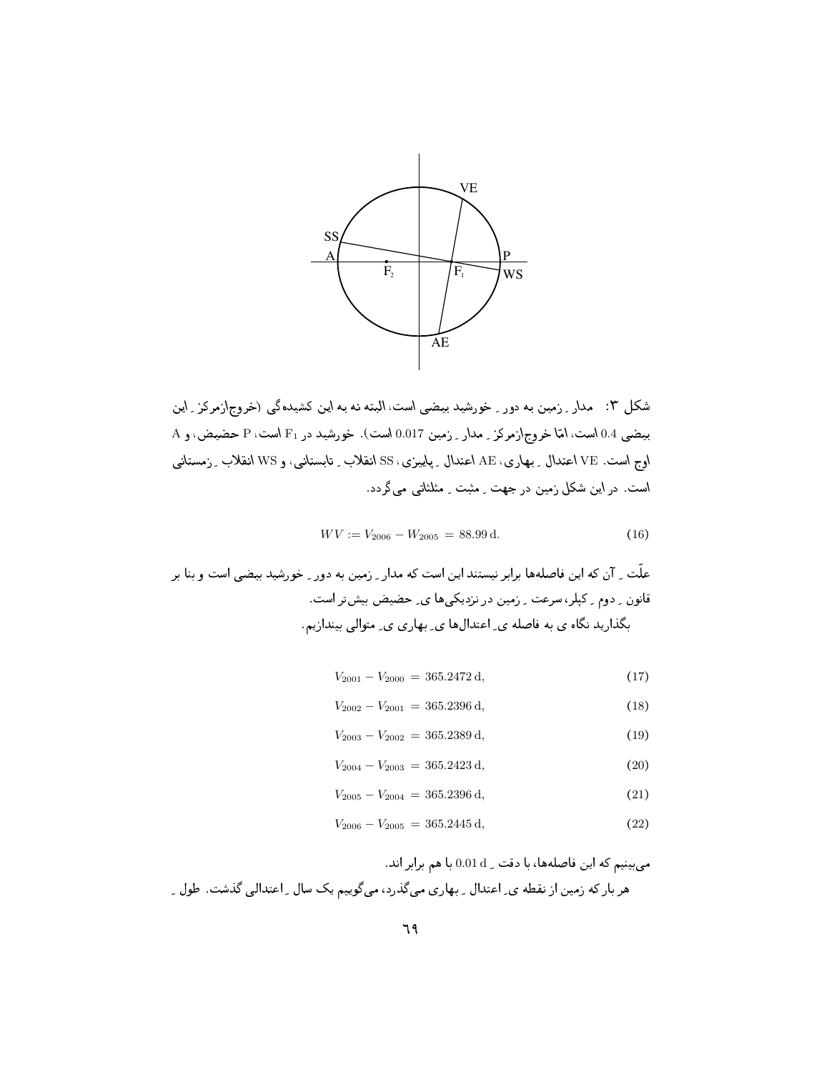شکل ۳:  مدار ِ زمین به دور ِ خورشید بیضی است، البته نه به این کشیده‌گی (خروج‌ازمرکز ِ این بیضی 0.4 است، امّا خروج‌ازمرکز ِ مدار ِ زمین 0.017 است). خورشید در $F_1$ است، P حضیض، و A اوج است. VE اعتدال ِ بهاری، AE اعتدال ِ پاییزی، SS انقلاب ِ تابستانی، و WS انقلاب ِ زمستانی است. در این شکل زمین در جهت ِ مثبت ِ مثلثاتی می‌گردد.

$$WV := V_{2006} - W_{2005} = 88.99\,\mathrm{d}. \tag{16}$$

علّت ِ آن که این فاصله‌ها برابر نیستند این است که مدار ِ زمین به دور ِ خورشید بیضی است و بنا بر قانون ِ دوم ِ کپلر، سرعت ِ زمین در نزدیکی‌ها ی ِ حضیض بیش‌تر است.

بگذارید نگاه ی به فاصله ی ِ اعتدال‌ها ی ِ بهاری ی ِ متوالی بیندازیم.

$$V_{2001} - V_{2000} = 365.2472\,\mathrm{d}, \tag{17}$$

$$V_{2002} - V_{2001} = 365.2396\,\mathrm{d}, \tag{18}$$

$$V_{2003} - V_{2002} = 365.2389\,\mathrm{d}, \tag{19}$$

$$V_{2004} - V_{2003} = 365.2423\,\mathrm{d}, \tag{20}$$

$$V_{2005} - V_{2004} = 365.2396\,\mathrm{d}, \tag{21}$$

$$V_{2006} - V_{2005} = 365.2445\,\mathrm{d}, \tag{22}$$

می‌بینیم که این فاصله‌ها، با دقت ِ $0.01\,\mathrm{d}$ با هم برابر اند.

هر بار که زمین از نقطه ی ِ اعتدال ِ بهاری می‌گذرد، می‌گوییم یک سال ِ اعتدالی گذشت. طول ِ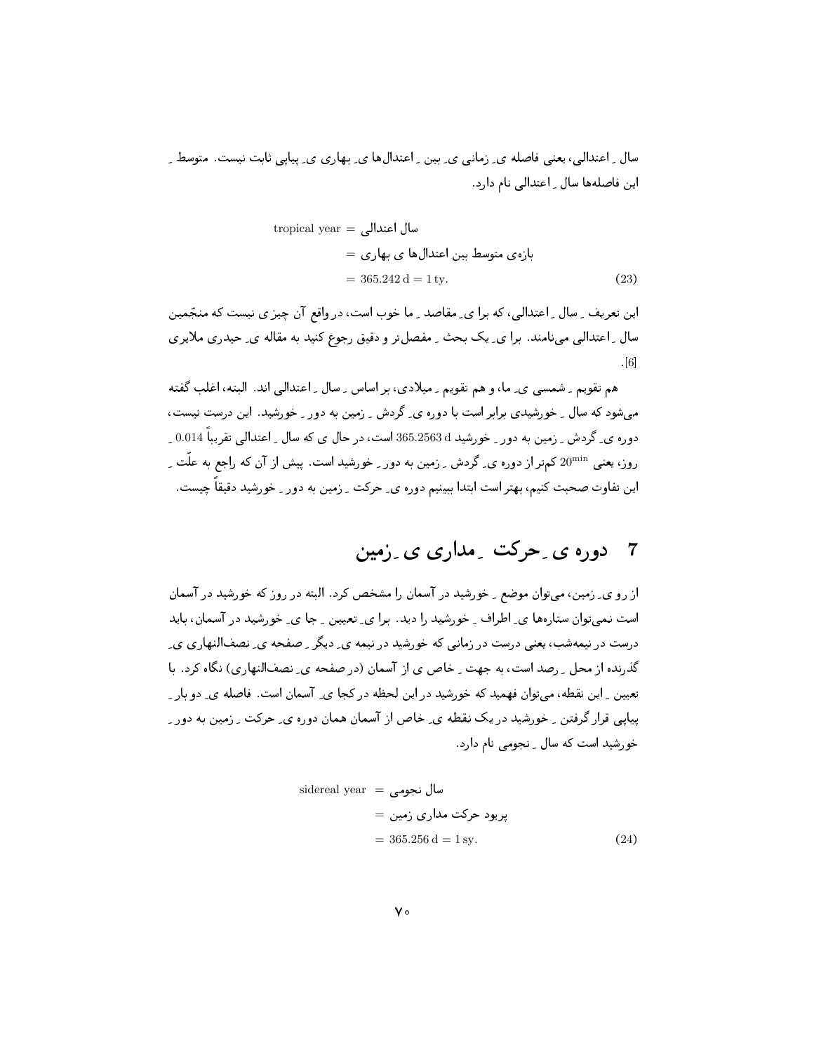سال ِ اعتدالی، یعنی فاصله ی ِ زمانی ی ِ بین ِ اعتدال‌ها ی ِ بهاری ی ِ پیاپی ثابت نیست. متوسط ِ این فاصله‌ها سال ِ اعتدالی نام دارد.

$$\begin{aligned}\text{tropical year} &= \text{سال اعتدالی}\\ &= \text{بازه‌ی متوسط بین اعتدال‌ها ی بهاری}\\ &= 365.242\,\mathrm{d} = 1\,\mathrm{ty}.\end{aligned} \tag{23}$$

این تعریف ِ سال ِ اعتدالی، که برا ی ِ مقاصد ِ ما خوب است، در واقع آن چیز ی نیست که منجّمین سال ِ اعتدالی می‌نامند. برا ی ِ یک بحث ِ مفصل‌تر و دقیق رجوع کنید به مقاله ی ِ حیدری ملایری [6].

هم تقویم ِ شمسی ی ِ ما، و هم تقویم ِ میلادی، بر اساس ِ سال ِ اعتدالی اند. البته، اغلب گفته می‌شود که سال ِ خورشیدی برابر است با دوره ی ِ گردش ِ زمین به دور ِ خورشید. این درست نیست، دوره ی ِ گردش ِ زمین به دور ِ خورشید $365.2563\,\mathrm{d}$ است، در حال ی که سال ِ اعتدالی تقریباً $0.014$ ِ روز، یعنی $20^{\mathrm{min}}$ کم‌تر از دوره ی ِ گردش ِ زمین به دور ِ خورشید است. پیش از آن که راجع به علّت ِ این تفاوت صحبت کنیم، بهتر است ابتدا ببینیم دوره ی ِ حرکت ِ زمین به دور ِ خورشید دقیقاً چیست.

# 7 دوره ی ِ حرکت ِ مداری ی ِ زمین

از رو ی ِ زمین، می‌توان موضع ِ خورشید در آسمان را مشخص کرد. البته در روز که خورشید در آسمان است نمی‌توان ستاره‌ها ی ِ اطراف ِ خورشید را دید. برا ی ِ تعیین ِ جا ی ِ خورشید در آسمان، باید درست در نیمه‌شب، یعنی درست در زمانی که خورشید در نیمه ی ِ دیگر ِ صفحه ی ِ نصف‌النهاری ی ِ گذرنده از محل ِ رصد است، به جهت ِ خاص ی از آسمان (در صفحه ی ِ نصف‌النهاری) نگاه کرد. با تعیین ِ این نقطه، می‌توان فهمید که خورشید در این لحظه در کجا ی ِ آسمان است. فاصله ی ِ دو بار ِ پیاپی قرار گرفتن ِ خورشید در یک نقطه ی ِ خاص از آسمان همان دوره ی ِ حرکت ِ زمین به دور ِ خورشید است که سال ِ نجومی نام دارد.

$$\begin{aligned}\text{sidereal year} &= \text{سال نجومی}\\ &= \text{پریود حرکت مداری زمین}\\ &= 365.256\,\mathrm{d} = 1\,\mathrm{sy}.\end{aligned} \tag{24}$$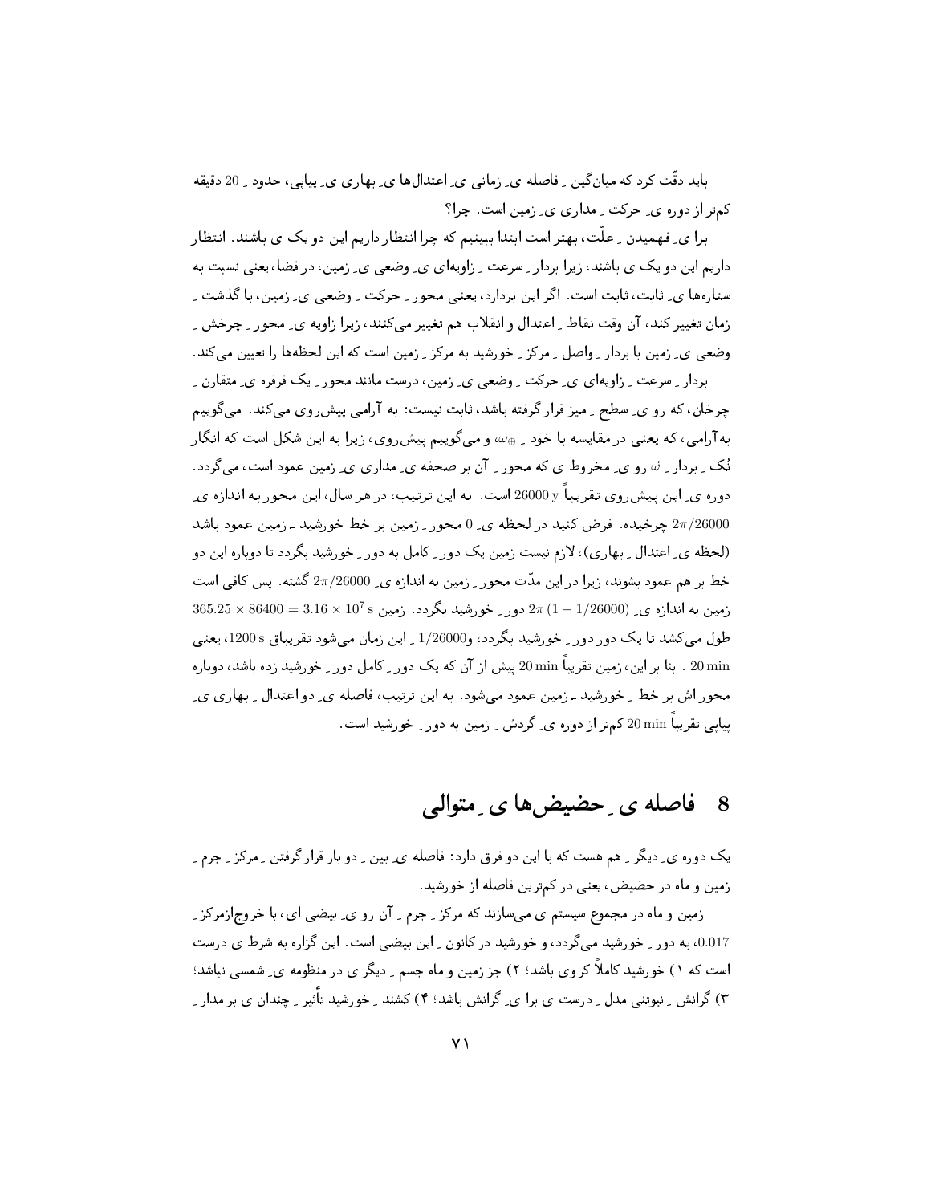باید دقّت کرد که میان‌گین ـ فاصله ی ـ زمانی ی ـ اعتدال‌ها ی ـ بهاری ی ـ پیاپی، حدود ـ 20 دقیقه کم‌تر از دوره ی ـ حرکت ـ مداری ی ـ زمین است. چرا؟

برا ی ـ فهمیدن ـ علّت، بهتر است ابتدا ببینیم که چرا انتظار داریم این دو یک ی باشند. انتظار داریم این دو یک ی باشند، زیرا بردار ـ سرعت ـ زاویه‌ای ی ـ وضعی ی ـ زمین، در فضا، یعنی نسبت به ستاره‌ها ی ـ ثابت، ثابت است. اگر این بردار، یعنی محور ـ حرکت ـ وضعی ی ـ زمین، با گذشت ـ زمان تغییر کند، آن وقت نقاط ـ اعتدال و انقلاب هم تغییر می‌کنند، زیرا زاویه ی ـ محور ـ چرخش ـ وضعی ی ـ زمین با بردار ـ واصل ـ مرکز ـ خورشید به مرکز ـ زمین است که این لحظه‌ها را تعیین می‌کند.

بردار ـ سرعت ـ زاویه‌ای ی ـ حرکت ـ وضعی ی ـ زمین، درست مانند محور ـ یک فرفره ی ـ متقارن ـ چرخان، که رو ی ـ سطح ـ میز قرار گرفته باشد، ثابت نیست: به آرامی پیش‌روی می‌کند. می‌گوییم به‌آرامی، که یعنی در مقایسه با خود ـ $\omega_\oplus$، و می‌گوییم پیش‌روی، زیرا به این شکل است که انگار نُک ـ بردار ـ $\vec{\omega}$ رو ی ـ مخروط ی که محور ـ آن بر صفحه ی ـ مداری ی ـ زمین عمود است، می‌گردد. دوره ی ـ این پیش‌روی تقریباً $26000\,\mathrm{y}$ است. به این ترتیب، در هر سال، این محور به اندازه ی ـ $2\pi/26000$ چرخیده. فرض کنید در لحظه ی ـ $0$ محور ـ زمین بر خط خورشید ـ زمین عمود باشد (لحظه ی ـ اعتدال ـ بهاری)، لازم نیست زمین یک دور ـ کامل به دور ـ خورشید بگردد تا دوباره این دو خط بر هم عمود بشوند، زیرا در این مدّت محور ـ زمین به اندازه ی ـ $2\pi/26000$ گشته. پس کافی است زمین به اندازه ی ـ $2\pi\,(1-1/26000)$ دور ـ خورشید بگردد. زمین $365.25 \times 86400 = 3.16 \times 10^7\,\mathrm{s}$ طول می‌کشد تا یک دور دور ـ خورشید بگردد، و$1/26000$ ـ این زمان می‌شود تقریباً $1200\,\mathrm{s}$، یعنی $20\,\mathrm{min}$. بنا بر این، زمین تقریباً $20\,\mathrm{min}$ پیش از آن که یک دور ـ کامل دور ـ خورشید زده باشد، دوباره محوراش بر خط ـ خورشید ـ زمین عمود می‌شود. به این ترتیب، فاصله ی ـ دو اعتدال ـ بهاری ی ـ پیاپی تقریباً $20\,\mathrm{min}$ کم‌تر از دوره ی ـ گردش ـ زمین به دور ـ خورشید است.

## 8 فاصله ی ـ حضیض‌ها ی ـ متوالی

یک دوره ی ـ دیگر ـ هم هست که با این دو فرق دارد: فاصله ی ـ بین ـ دو بار قرار گرفتن ـ مرکز ـ جرم ـ زمین و ماه در حضیض، یعنی در کم‌ترین فاصله از خورشید.

زمین و ماه در مجموع سیستم ی می‌سازند که مرکز ـ جرم ـ آن رو ی ـ بیضی ای، با خروج‌ازمرکز ـ $0.017$، به دور ـ خورشید می‌گردد، و خورشید در کانون ـ این بیضی است. این گزاره به شرط ی درست است که ۱) خورشید کاملاً کروی باشد؛ ۲) جز زمین و ماه جسم ـ دیگر ی در منظومه ی ـ شمسی نباشد؛ ۳) گرانش ـ نیوتنی مدل ـ درست ی برا ی ـ گرانش باشد؛ ۴) کشند ـ خورشید تأثیر ـ چندان ی بر مدار ـ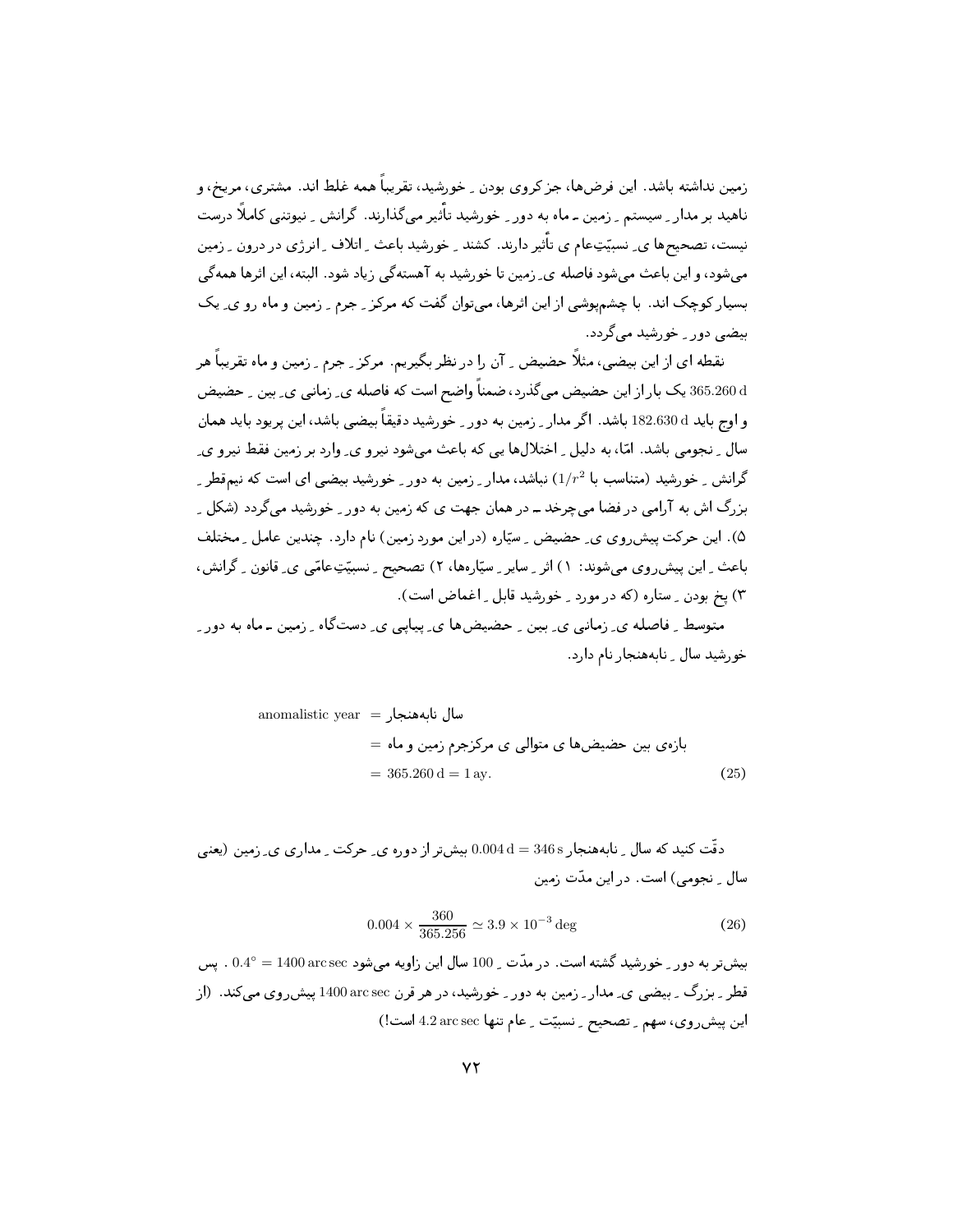زمین نداشته باشد. این فرض‌ها، جز کروی بودن ِ خورشید، تقریباً همه غلط اند. مشتری، مریخ، و ناهید بر مدار ِ سیستم ِ زمین ـ ماه به دور ِ خورشید تأثیر می‌گذارند. گرانش ِ نیوتنی کاملاً درست نیست، تصحیح‌ها ی ِ نسبیّتِ‌عام ی تأثیر دارند. کشند ِ خورشید باعث ِ اتلاف ِ انرژی در درون ِ زمین می‌شود، و این باعث می‌شود فاصله ی ِ زمین تا خورشید به آهسته‌گی زیاد شود. البته، این اثرها همه‌گی بسیار کوچک اند. با چشم‌پوشی از این اثرها، می‌توان گفت که مرکز ِ جرم ِ زمین و ماه رو ی ِ یک بیضی دور ِ خورشید می‌گردد.

نقطه ای از این بیضی، مثلاً حضیض ِ آن را در نظر بگیریم. مرکز ِ جرم ِ زمین و ماه تقریباً هر $365.260\,\mathrm{d}$ یک بار از این حضیض می‌گذرد، ضمناً واضح است که فاصله ی ِ زمانی ی ِ بین ِ حضیض و اوج باید $182.630\,\mathrm{d}$ باشد. اگر مدار ِ زمین به دور ِ خورشید دقیقاً بیضی باشد، این پریود باید همان سال ِ نجومی باشد. امّا، به دلیل ِ اختلال‌ها یی که باعث می‌شود نیرو ی ِ وارد بر زمین فقط نیرو ی ِ گرانش ِ خورشید (متناسب با $1/r^2$) نباشد، مدار ِ زمین به دور ِ خورشید بیضی ای است که نیم‌قطر ِ بزرگ اش به آرامی در فضا می‌چرخد ـ در همان جهت ی که زمین به دور ِ خورشید می‌گردد (شکل ِ ۵). این حرکت پیش‌روی ی ِ حضیض ِ سیّاره (در این مورد زمین) نام دارد. چندین عامل ِ مختلف باعث ِ این پیش‌روی می‌شوند: ۱) اثر ِ سایر ِ سیّاره‌ها، ۲) تصحیح ِ نسبیّتِ‌عامّی ی ِ قانون ِ گرانش، ۳) پخ بودن ِ ستاره (که در مورد ِ خورشید قابل ِ اغماض است).

متوسط ِ فاصله ی ِ زمانی ی ِ بین ِ حضیض‌ها ی ِ پیاپی ی ِ دست‌گاه ِ زمین ـ ماه به دور ِ خورشید سال ِ نابه‌هنجار نام دارد.

$$
\begin{aligned}
\text{سال نابه‌هنجار} &= \text{anomalistic year} \\
&= \text{بازه‌ی بین حضیض‌ها ی متوالی ی مرکزجرم زمین و ماه} \\
&= 365.260\,\mathrm{d} = 1\,\mathrm{ay}.
\end{aligned} \tag{25}
$$

دقّت کنید که سال ِ نابه‌هنجار $0.004\,\mathrm{d} = 346\,\mathrm{s}$ بیش‌تر از دوره ی ِ حرکت ِ مداری ی ِ زمین (یعنی سال ِ نجومی) است. در این مدّت زمین

$$
0.004 \times \frac{360}{365.256} \simeq 3.9 \times 10^{-3}\,\mathrm{deg} \tag{26}
$$

بیش‌تر به دور ِ خورشید گشته است. در مدّت ِ 100 سال این زاویه می‌شود $0.4^\circ = 1400\,\mathrm{arc\,sec}$ . پس قطر ِ بزرگ ِ بیضی ی ِ مدار ِ زمین به دور ِ خورشید، در هر قرن $1400\,\mathrm{arc\,sec}$ پیش‌روی می‌کند. (از این پیش‌روی، سهم ِ تصحیح ِ نسبیّت ِ عام تنها $4.2\,\mathrm{arc\,sec}$ است!)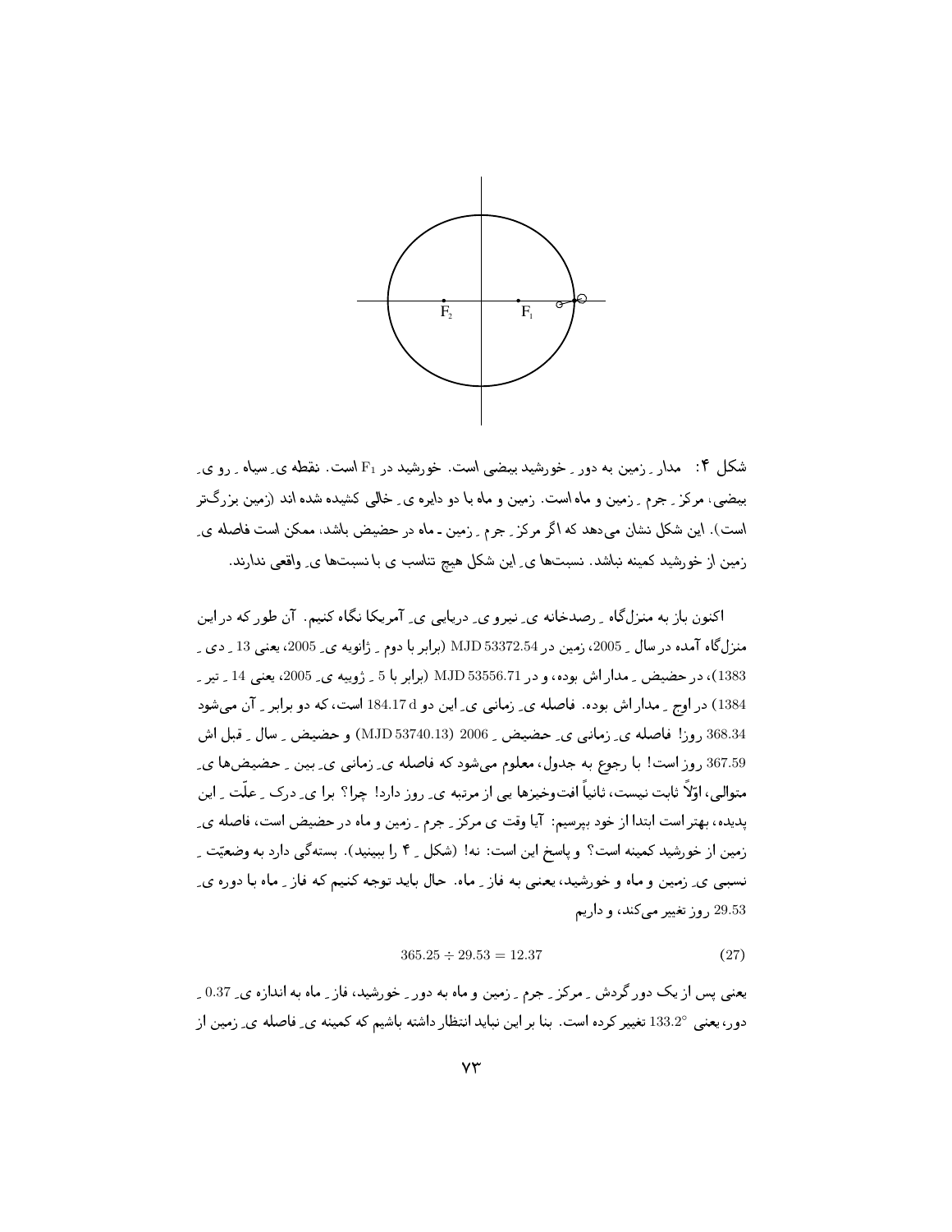شکل ۴: مدار ـ زمین به دور ـ خورشید بیضی است. خورشید در $F_1$ است. نقطه ی ـ سیاه ـ رو ی ـ بیضی، مرکز ـ جرم ـ زمین و ماه است. زمین و ماه با دو دایره ی ـ خالی کشیده شده اند (زمین بزرگ‌تر است). این شکل نشان می‌دهد که اگر مرکز ـ جرم ـ زمین ـ ماه در حضیض باشد، ممکن است فاصله ی ـ زمین از خورشید کمینه نباشد. نسبت‌ها ی ـ این شکل هیچ تناسب ی با نسبت‌ها ی ـ واقعی ندارند.

اکنون باز به منزل‌گاه ـ رصدخانه ی ـ نیرو ی ـ دریایی ی ـ آمریکا نگاه کنیم. آن طور که در این منزل‌گاه آمده در سال ـ 2005، زمین در MJD 53372.54 (برابر با دوم ـ ژانویه ی ـ 2005، یعنی 13 ـ دی ـ 1383)، در حضیض ـ مدار اش بوده، و در MJD 53556.71 (برابر با 5 ـ ژوییه ی ـ 2005، یعنی 14 ـ تیر ـ 1384) در اوج ـ مدار اش بوده. فاصله ی ـ زمانی ی ـ این دو 184.17 d است، که دو برابر ـ آن می‌شود 368.34 روز! فاصله ی ـ زمانی ی ـ حضیض ـ 2006 (MJD 53740.13) و حضیض ـ سال ـ قبل اش 367.59 روز است! با رجوع به جدول، معلوم می‌شود که فاصله ی ـ زمانی ی ـ بین ـ حضیض‌ها ی ـ متوالی، اوّلاً ثابت نیست، ثانیاً افت‌وخیزها یی از مرتبه ی ـ روز دارد! چرا؟ برا ی ـ درک ـ علّت ـ این پدیده، بهتر است ابتدا از خود بپرسیم: آیا وقت ی مرکز ـ جرم ـ زمین و ماه در حضیض است، فاصله ی ـ زمین از خورشید کمینه است؟ و پاسخ این است: نه! (شکل ـ ۴ را ببینید). بسته‌گی دارد به وضعیّت ـ نسبی ی ـ زمین و ماه و خورشید، یعنی به فاز ـ ماه. حال باید توجه کنیم که فاز ـ ماه با دوره ی ـ 29.53 روز تغییر می‌کند، و داریم

$$365.25 \div 29.53 = 12.37 \tag{27}$$

یعنی پس از یک دورگردش ـ مرکز ـ جرم ـ زمین و ماه به دور ـ خورشید، فاز ـ ماه به اندازه ی ـ 0.37 ـ دور، یعنی $133.2^\circ$ تغییر کرده است. بنا بر این نباید انتظار داشته باشیم که کمینه ی ـ فاصله ی ـ زمین از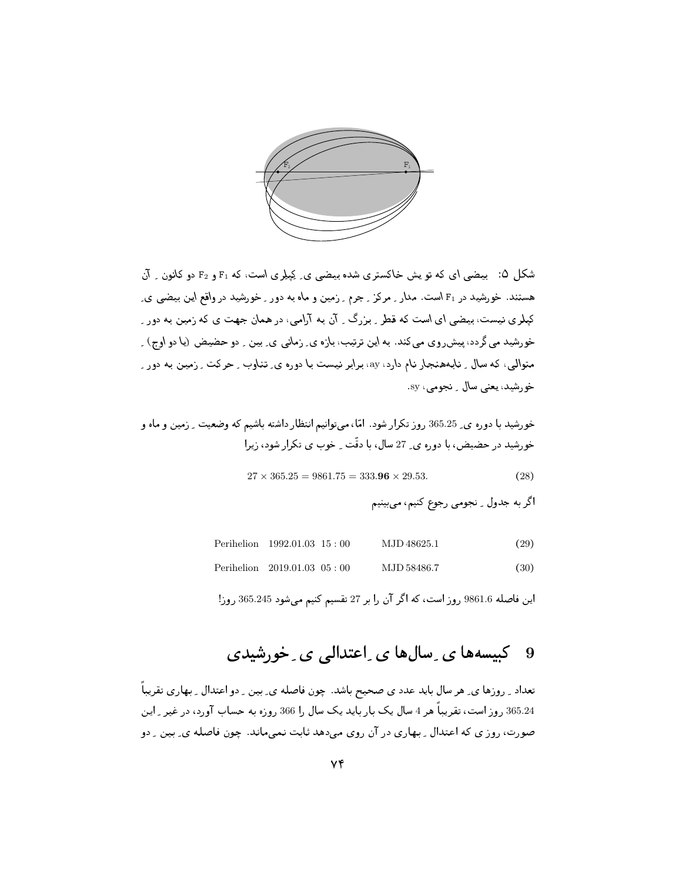شکل ۵:  بیضی ای که تو یش خاکستری شده بیضی ی ِ کپلری است، که $F_1$ و $F_2$ دو کانون ِ آن هستند. خورشید در $F_1$ است. مدار ِ مرکز ِ جرم ِ زمین و ماه به دور ِ خورشید در واقع این بیضی ی ِ کپلری نیست، بیضی ای است که قطر ِ بزرگ ِ آن به آرامی، در همان جهت ی که زمین به دور ِ خورشید می گردد، پیش‌روی می کند. به این ترتیب، بازه ی ِ زمانی ی ِ بین ِ دو حضیض (یا دو اوج) ِ متوالی، که سال ِ نابه‌هنجار نام دارد، ay، برابر نیست با دوره ی ِ تناوب ِ حرکت ِ زمین به دور ِ خورشید، یعنی سال ِ نجومی، sy.

خورشید با دوره ی ِ 365.25 روز تکرار شود. امّا، می‌توانیم انتظار داشته باشیم که وضعیت ِ زمین و ماه و خورشید در حضیض، با دوره ی ِ 27 سال، با دقّت ِ خوب ی تکرار شود، زیرا

$$27 \times 365.25 = 9861.75 = 333.\mathbf{96} \times 29.53. \qquad (28)$$

اگر به جدول ِ نجومی رجوع کنیم، می‌بینیم

$$\text{Perihelion} \quad 1992.01.03 \;\; 15:00 \qquad \text{MJD } 48625.1 \qquad (29)$$

$$\text{Perihelion} \quad 2019.01.03 \;\; 05:00 \qquad \text{MJD } 58486.7 \qquad (30)$$

این فاصله 9861.6 روز است، که اگر آن را بر 27 تقسیم کنیم می‌شود 365.245 روز!

## 9 کبیسه‌ها ی ِ سال‌ها ی ِ اعتدالی ی ِ خورشیدی

تعداد ِ روزها ی ِ هر سال باید عدد ی صحیح باشد. چون فاصله ی ِ بین ِ دو اعتدال ِ بهاری تقریباً 365.24 روز است، تقریباً هر 4 سال یک بار باید یک سال را 366 روزه به حساب آورد، در غیر ِ این صورت، روز ی که اعتدال ِ بهاری در آن روی می‌دهد ثابت نمی‌ماند. چون فاصله ی ِ بین ِ دو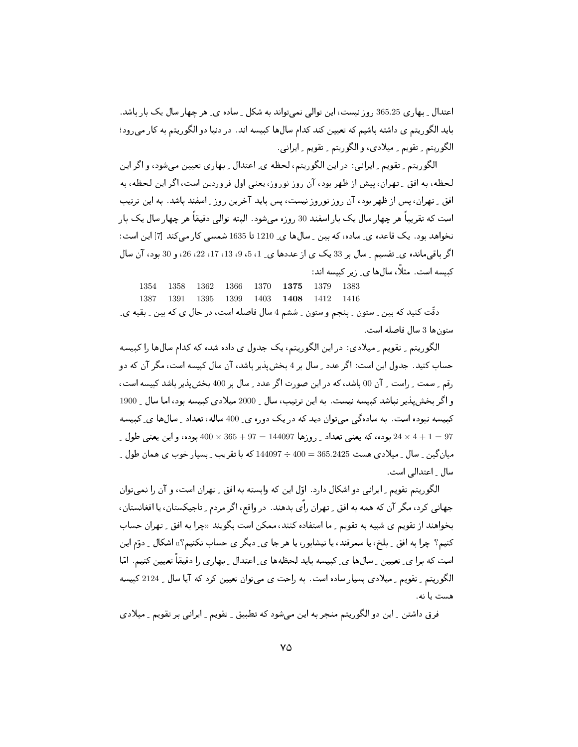اعتدال ِ بهاری 365.25 روز نیست، این توالی نمی‌تواند به شکل ِ ساده ی ِ هر چهار سال یک بار باشد. باید الگوریتم ی داشته باشیم که تعیین کند کدام سال‌ها کبیسه اند. در دنیا دو الگوریتم به کار می‌رود؛ الگوریتم ِ تقویم ِ میلادی، و الگوریتم ِ تقویم ِ ایرانی.

الگوریتم ِ تقویم ِ ایرانی: در این الگوریتم، لحظه ی ِ اعتدال ِ بهاری تعیین می‌شود، و اگر این لحظه، به افق ِ تهران، پیش از ظهر بود، آن روز نوروز، یعنی اول فروردین است، اگر این لحظه، به افق ِ تهران، پس از ظهر بود، آن روز نوروز نیست، پس باید آخرین روز ِ اسفند باشد. به این ترتیب است که تقریباً هر چهار سال یک بار اسفند 30 روزه می‌شود. البته توالی دقیقاً هر چهار سال یک بار نخواهد بود. یک قاعده ی ِ ساده، که بین ِ سال‌ها ی ِ 1210 تا 1635 شمسی کار می‌کند [7] این است: اگر باقی‌مانده ی ِ تقسیم ِ سال بر 33 یک ی از عددها ی ِ 1، 5، 9، 13، 17، 22، 26، و 30 بود، آن سال کبیسه است. مثلاً، سال‌ها ی ِ زیر کبیسه اند:

| | | | | | | | |
|---|---|---|---|---|---|---|---|
| 1354 | 1358 | 1362 | 1366 | 1370 | **1375** | 1379 | 1383 |
| 1387 | 1391 | 1395 | 1399 | 1403 | **1408** | 1412 | 1416 |

دقّت کنید که بین ِ ستون ِ پنجم و ستون ِ ششم 4 سال فاصله است، در حال ی که بین ِ بقیه ی ِ ستون‌ها 3 سال فاصله است.

الگوریتم ِ تقویم ِ میلادی: در این الگوریتم، یک جدول ی داده شده که کدام سال‌ها را کبیسه حساب کنید. جدول این است: اگر عدد ِ سال بر 4 بخش‌پذیر باشد، آن سال کبیسه است، مگر آن که دو رقم ِ سمت ِ راست ِ آن 00 باشد، که در این صورت اگر عدد ِ سال بر 400 بخش‌پذیر باشد کبیسه است، و اگر بخش‌پذیر نباشد کبیسه نیست. به این ترتیب، سال ِ 2000 میلادی کبیسه بود، اما سال ِ 1900 کبیسه نبوده است. به سادگی می‌توان دید که در یک دوره ی ِ 400 ساله، تعداد ِ سال‌ها ی ِ کبیسه $97 = 1 + 4 \times 24$ بوده، که یعنی تعداد ِ روزها $144097 = 97 + 365 \times 400$ بوده، و این یعنی طول ِ میان‌گین ِ سال ِ میلادی هست $365.2425 = 400 \div 144097$ که با تقریب ِ بسیار خوب ی همان طول ِ سال ِ اعتدالی است.

الگوریتم تقویم ِ ایرانی دو اشکال دارد. اوّل این که وابسته به افق ِ تهران است، و آن را نمی‌توان جهانی کرد، مگر آن که همه به افق ِ تهران رأی بدهند. در واقع، اگر مردم ِ تاجیکستان، یا افغانستان، بخواهند از تقویم ی شبیه به تقویم ِ ما استفاده کنند، ممکن است بگویند «چرا به افق ِ تهران حساب کنیم؟ چرا به افق ِ بلخ، یا سمرقند، یا نیشابور، یا هر جا ی ِ دیگر ی حساب نکنیم؟» اشکال ِ دوّم این است که برا ی ِ تعیین ِ سال‌ها ی ِ کبیسه باید لحظه‌ها ی ِ اعتدال ِ بهاری را دقیقاً تعیین کنیم. امّا الگوریتم ِ تقویم ِ میلادی بسیار ساده است. به راحت ی می‌توان تعیین کرد که آیا سال ِ 2124 کبیسه هست یا نه.

فرق داشتن ِ این دو الگوریتم منجر به این می‌شود که تطبیق ِ تقویم ِ ایرانی بر تقویم ِ میلادی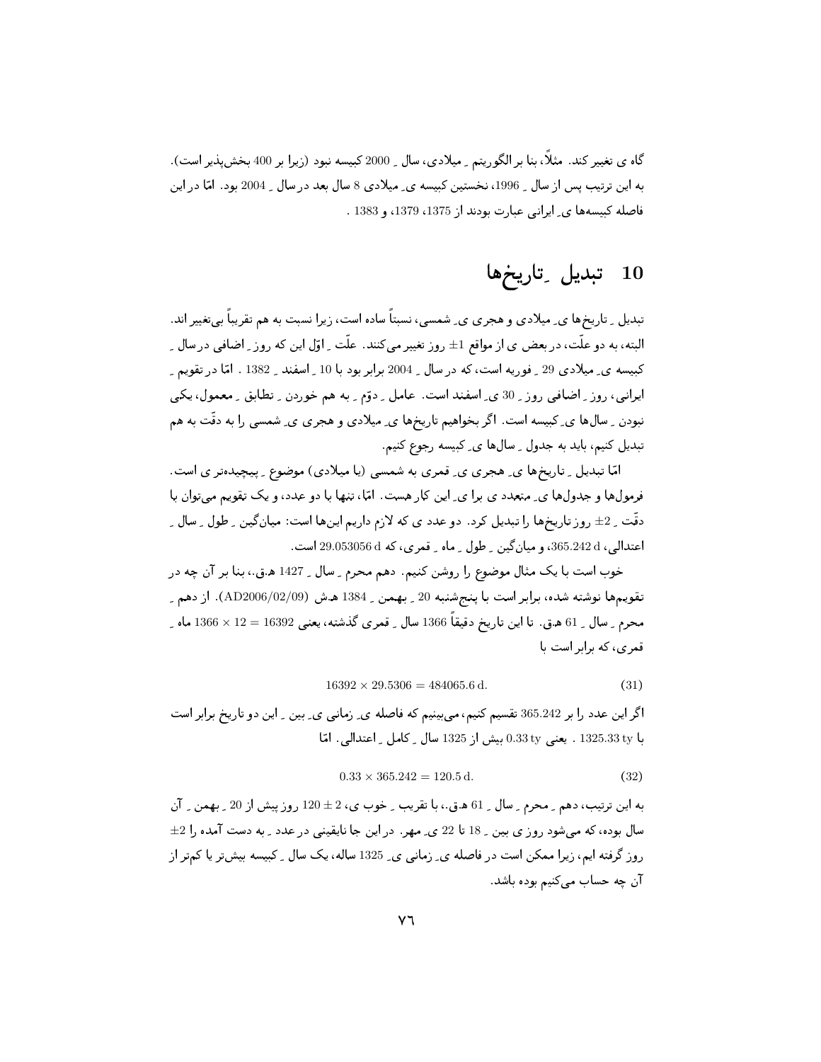گاه ی تغییر کند. مثلاً، بنا بر الگوریتم ِ میلادی، سال ِ 2000 کبیسه نبود (زیرا بر 400 بخش‌پذیر است). به این ترتیب پس از سال ِ 1996، نخستین کبیسه ی ِ میلادی 8 سال بعد در سال ِ 2004 بود. امّا در این فاصله کبیسه‌ها ی ِ ایرانی عبارت بودند از 1375، 1379، و 1383 .

## 10 تبدیل ِ تاریخ‌ها

تبدیل ِ تاریخ‌ها ی ِ میلادی و هجری ی ِ شمسی، نسبتاً ساده است، زیرا نسبت به هم تقریباً بی‌تغییر اند. البته، به دو علّت، در بعض ی از مواقع $\pm 1$ روز تغییر می‌کنند. علّت ِ اوّل این که روز ِ اضافی در سال ِ کبیسه ی ِ میلادی 29 ِ فوریه است، که در سال ِ 2004 برابر بود با 10 ِ اسفند ِ 1382 . امّا در تقویم ِ ایرانی، روز ِ اضافی روز ِ 30 ی ِ اسفند است. عامل ِ دوّم ِ به هم خوردن ِ تطابق ِ معمول، یکی نبودن ِ سال‌ها ی ِ کبیسه است. اگر بخواهیم تاریخ‌ها ی ِ میلادی و هجری ی ِ شمسی را به دقّت به هم تبدیل کنیم، باید به جدول ِ سال‌ها ی ِ کبیسه رجوع کنیم.

امّا تبدیل ِ تاریخ‌ها ی ِ هجری ی ِ قمری به شمسی (یا میلادی) موضوع ِ پیچیده‌تر ی است. فرمول‌ها و جدول‌ها ی ِ متعدد ی برا ی ِ این کار هست. امّا، تنها با دو عدد، و یک تقویم می‌توان با دقّت ِ $\pm 2$ روز تاریخ‌ها را تبدیل کرد. دو عدد ی که لازم داریم این‌ها است: میان‌گین ِ طول ِ سال ِ اعتدالی، 365.242 d، و میان‌گین ِ طول ِ ماه ِ قمری، که 29.053056 d است.

خوب است با یک مثال موضوع را روشن کنیم. دهم محرم ِ سال ِ 1427 ه.ق.، بنا بر آن چه در تقویم‌ها نوشته شده، برابر است با پنج‌شنبه 20 ِ بهمن ِ 1384 ه.ش (AD2006/02/09). از دهم ِ محرم ِ سال ِ 61 ه.ق. تا این تاریخ دقیقاً 1366 سال ِ قمری گذشته، یعنی $1366 \times 12 = 16392$ ماه ِ قمری، که برابر است با

$$16392 \times 29.5306 = 484065.6\,\text{d}. \tag{31}$$

اگر این عدد را بر 365.242 تقسیم کنیم، می‌بینیم که فاصله ی ِ زمانی ی ِ بین ِ این دو تاریخ برابر است با 1325.33 ty . یعنی 0.33 ty بیش از 1325 سال ِ کامل ِ اعتدالی. امّا

$$0.33 \times 365.242 = 120.5\,\text{d}. \tag{32}$$

به این ترتیب، دهم ِ محرم ِ سال ِ 61 ه.ق.، با تقریب ِ خوب ی، $120 \pm 2$ روز پیش از 20 ِ بهمن ِ آن سال بوده، که می‌شود روز ی بین ِ 18 تا 22 ی ِ مهر. در این جا نایقینی در عدد ِ به دست آمده را $\pm 2$ روز گرفته ایم، زیرا ممکن است در فاصله ی ِ زمانی ی ِ 1325 ساله، یک سال ِ کبیسه بیش‌تر یا کم‌تر از آن چه حساب می‌کنیم بوده باشد.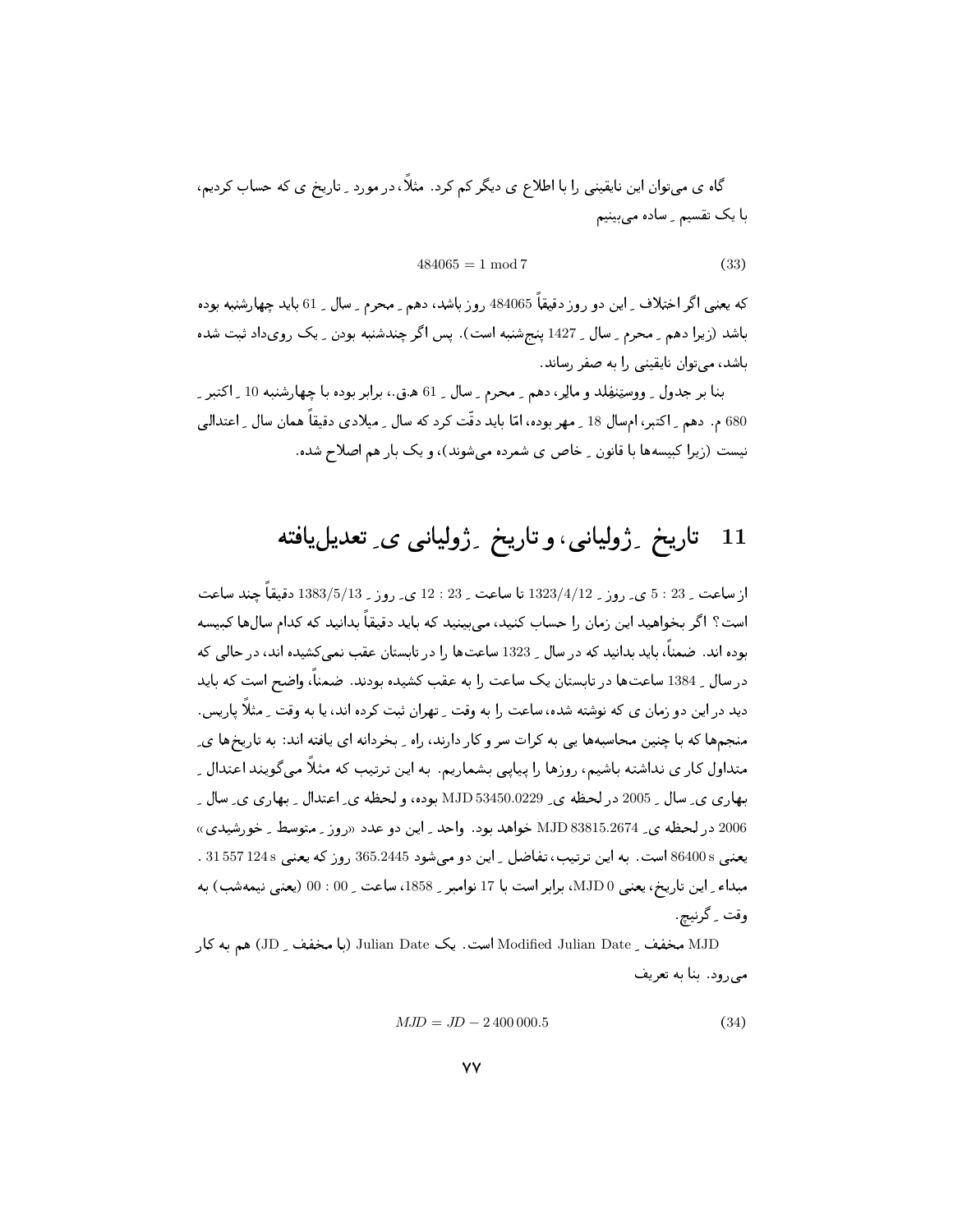گاه ی می‌توان این نایقینی را با اطلاع ی دیگر کم کرد. مثلاً، در مورد ِ تاریخ ی که حساب کردیم، با یک تقسیم ِ ساده می‌بینیم

$$484065 = 1 \bmod 7 \tag{33}$$

که یعنی اگر اختلاف ِ این دو روز دقیقاً 484065 روز باشد، دهم ِ محرم ِ سال ِ 61 باید چهارشنبه بوده باشد (زیرا دهم ِ محرم ِ سال ِ 1427 پنج‌شنبه است). پس اگر چندشنبه بودن ِ یک روی‌داد ثبت شده باشد، می‌توان نایقینی را به صفر رساند.

بنا بر جدول ِ ووستنفِلد و مالِر، دهم ِ محرم ِ سال ِ 61 ه.ق.، برابر بوده با چهارشنبه 10 ِ اکتبر ِ 680 م. دهم ِ اکتبر، امسال 18 ِ مهر بوده، امّا باید دقّت کرد که سال ِ میلادی دقیقاً همان سال ِ اعتدالی نیست (زیرا کبیسه‌ها با قانون ِ خاص ی شمرده می‌شوند)، و یک بار هم اصلاح شده.

# 11 تاریخ ِ ژولیانی، و تاریخ ِ ژولیانی ی ِ تعدیل‌یافته

از ساعت ِ 23 : 5 ی ِ روز ِ 1323/4/12 تا ساعت ِ 23 : 12 ی ِ روز ِ 1383/5/13 دقیقاً چند ساعت است؟ اگر بخواهید این زمان را حساب کنید، می‌بینید که باید دقیقاً بدانید که کدام سال‌ها کبیسه بوده اند. ضمناً، باید بدانید که در سال ِ 1323 ساعت‌ها را در تابستان عقب نمی‌کشیده اند، در حالی که در سال ِ 1384 ساعت‌ها در تابستان یک ساعت را به عقب کشیده بودند. ضمناً، واضح است که باید دید در این دو زمان ی که نوشته شده، ساعت را به وقت ِ تهران ثبت کرده اند، یا به وقت ِ مثلاً پاریس. منجم‌ها که با چنین محاسبه‌ها یی به کرات سر و کار دارند، راه ِ بخردانه ای یافته اند: به تاریخ‌ها ی ِ متداول کار ی نداشته باشیم، روزها را پیاپی بشماریم. به این ترتیب که مثلاً می‌گویند اعتدال ِ بهاری ی ِ سال ِ 2005 در لحظه ی ِ MJD 53450.0229 بوده، و لحظه ی ِ اعتدال ِ بهاری ی ِ سال ِ 2006 در لحظه ی ِ MJD 83815.2674 خواهد بود. واحد ِ این دو عدد «روز ِ متوسط ِ خورشیدی» یعنی 86400 s است. به این ترتیب، تفاضل ِ این دو می‌شود 365.2445 روز که یعنی 31 557 124 s. مبداء ِ این تاریخ، یعنی MJD 0، برابر است با 17 نوامبر ِ 1858، ساعت ِ 00 : 00 (یعنی نیمه‌شب) به وقت ِ گرینیچ.

MJD مخفف ِ Modified Julian Date است. یک Julian Date (با مخفف ِ JD) هم به کار می‌رود. بنا به تعریف

$$MJD = JD - 2\,400\,000.5 \tag{34}$$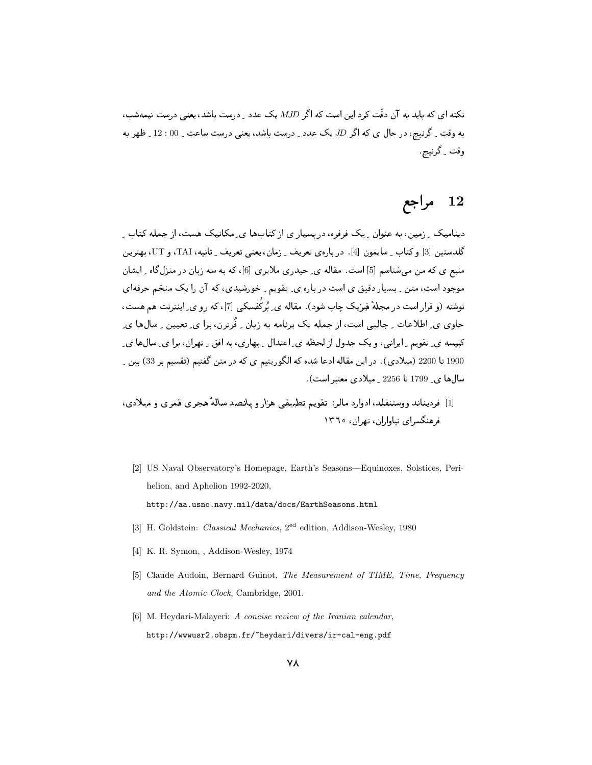نکته ای که باید به آن دقّت کرد این است که اگر $MJD$ یک عدد ِ درست باشد، یعنی درست نیمه‌شب، به وقت ِ گرنیچ، در حال ی که اگر $JD$ یک عدد ِ درست باشد، یعنی درست ساعت ِ $12:00$ ِ ظهر به وقت ِ گرنیچ.

## 12 مراجع

دینامیک ِ زمین، به عنوان ِ یک فرفره، در بسیار ی از کتاب‌ها ی ِ مکانیک هست، از جمله کتاب ِ گلدستین [3] و کتاب ِ سایمون [4]. در باره‌ی تعریف ِ زمان، یعنی تعریف ِ ثانیه، TAI، و UT، بهترین منبع ی که من می‌شناسم [5] است. مقاله ی ِ حیدری ملایری [6]، که به سه زبان در منزل‌گاه ِ ایشان موجود است، متن ِ بسیار دقیق ی است در باره ی ِ تقویم ِ خورشیدی، که آن را یک منجّم حرفه‌ای نوشته (و قرار است در مجلهٔ فیزیک چاپ شود). مقاله ی ِ بُرکُفسکی [7]، که رو ی ِ اینترنت هم هست، حاوی ی ِ اطلاعات ِ جالبی است، از جمله یک برنامه به زبان ِ فُرترن، برا ی ِ تعیین ِ سال‌ها ی ِ کبیسه ی ِ تقویم ِ ایرانی، و یک جدول از لحظه ی ِ اعتدال ِ بهاری، به افق ِ تهران، برا ی ِ سال‌ها ی ِ 1900 تا 2200 (میلادی). در این مقاله ادعا شده که الگوریتم ی که در متن گفتیم (تقسیم بر 33) بین ِ سال‌ها ی ِ 1799 تا 2256 ِ میلادی معتبر است).

[1] فردیناند ووستنفلد، ادوارد مالر: تقویم تطبیقی هزار و پانصد سالهٔ هجری قمری و میلادی، فرهنگسرای نیاوران، تهران، ۱۳۶۰

[2] US Naval Observatory's Homepage, Earth's Seasons—Equinoxes, Solstices, Perihelion, and Aphelion 1992-2020,
`http://aa.usno.navy.mil/data/docs/EarthSeasons.html`

[3] H. Goldstein: *Classical Mechanics*, 2[ed] edition, Addison-Wesley, 1980

[4] K. R. Symon, , Addison-Wesley, 1974

[5] Claude Audoin, Bernard Guinot, *The Measurement of TIME, Time, Frequency and the Atomic Clock*, Cambridge, 2001.

[6] M. Heydari-Malayeri: *A concise review of the Iranian calendar*,
`http://wwwusr2.obspm.fr/~heydari/divers/ir-cal-eng.pdf`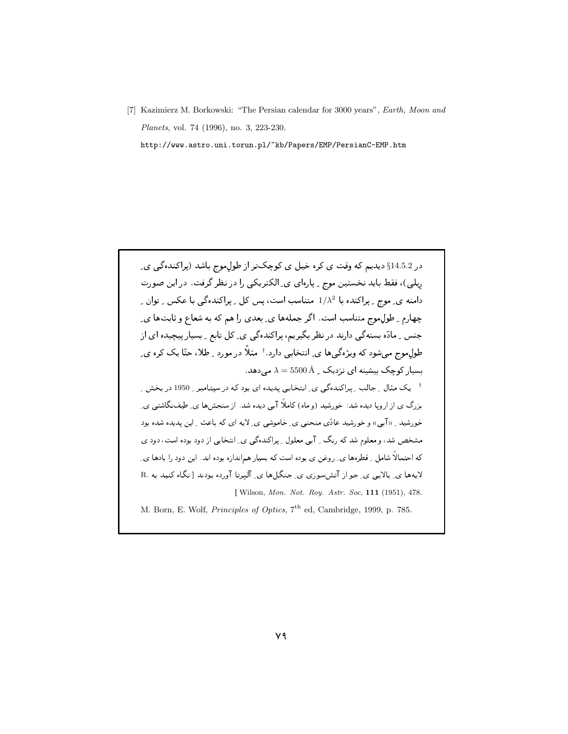[7] Kazimierz M. Borkowski: "The Persian calendar for 3000 years", *Earth, Moon and Planets*, vol. 74 (1996), no. 3, 223-230.
http://www.astro.uni.torun.pl/~kb/Papers/EMP/PersianC-EMP.htm

در 14.5.2§ دیدیم که وقت ی کره خیلی کوچک‌تر از طولِ‌موج باشد (پراکنده‌گی یِ ریلی)، فقط باید نخستین موج ـِ پاره‌ای یِ الکتریکی را در نظر گرفت. در این صورت دامنه یِ موج ـِ پراکنده با $1/\lambda^2$ متناسب است، پس کل ـِ پراکنده‌گی با عکس ـِ توان ـِ چهارم ـِ طولِ‌موج متناسب است. اگر جمله‌ها یِ بعدی را هم که به شعاع و ثابت‌ها یِ جنس ـِ مادّه بسته‌گی دارند در نظر بگیریم، پراکنده‌گی یِ کل تابع ـِ بسیار پیچیده ای از طولِ‌موج می‌شود که ویژه‌گی‌ها یِ انتخابی دارد.† مثلاً در مورد ـِ طلا، حتّا یک کره یِ بسیار کوچک بیشینه ای نزدیک ـِ $\lambda = 5500$ Å می‌دهد.

† یک مثال ـِ جالب ـِ پراکنده‌گی یِ انتخابی پدیده ای بود که در سپتامبر ـِ 1950 در بخش ـِ بزرگ ی از اروپا دیده شد: خورشید (و ماه) کاملاً آبی دیده شد. از سنجش‌ها یِ طیف‌نگاشتی یِ خورشید ـِ «آبی» و خورشید عادّی منحنی یِ خاموشی یِ لایه ای که باعث ـِ این پدیده شده بود مشخص شد، و معلوم شد که رنگ ـِ آبی معلول ـِ پراکنده‌گی یِ انتخابی از دود بوده است، دود ی که احتمالاً شامل ـِ قطره‌ها یِ روغن ی بوده است که بسیار هم‌اندازه بوده اند. این دود را بادها یِ لایه‌ها یِ بالایی یِ جو از آتش‌سوزی یِ جنگل‌ها یِ آلبرتا آورده بودند [ نگاه کنید به R. Wilson, *Mon. Not. Roy. Astr. Soc*, **111** (1951), 478. ]

M. Born, E. Wolf, *Principles of Optics*, 7th ed, Cambridge, 1999, p. 785.